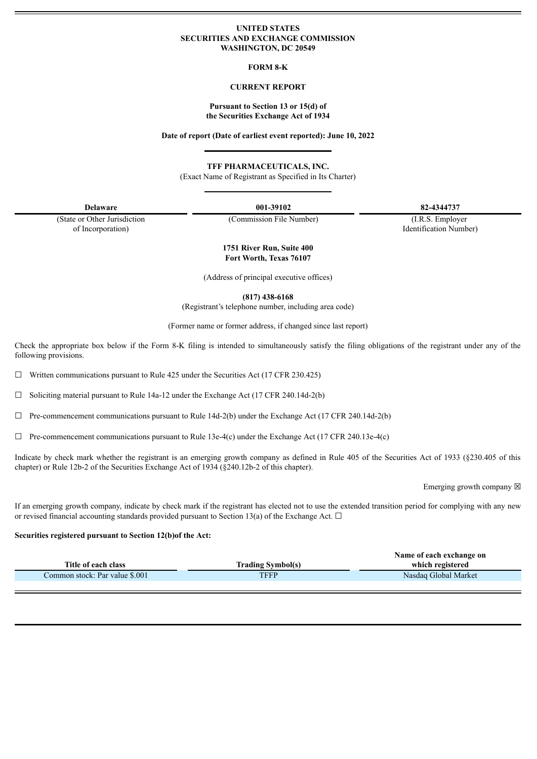**UNITED STATES**
**SECURITIES AND EXCHANGE COMMISSION**
**WASHINGTON, DC 20549**

**FORM 8-K**

**CURRENT REPORT**

**Pursuant to Section 13 or 15(d) of**
**the Securities Exchange Act of 1934**

**Date of report (Date of earliest event reported): June 10, 2022**

**TFF PHARMACEUTICALS, INC.**
(Exact Name of Registrant as Specified in Its Charter)

| **Delaware** | **001-39102** | **82-4344737** |
|---|---|---|
| (State or Other Jurisdiction of Incorporation) | (Commission File Number) | (I.R.S. Employer Identification Number) |

**1751 River Run, Suite 400**
**Fort Worth, Texas 76107**

(Address of principal executive offices)

**(817) 438-6168**
(Registrant's telephone number, including area code)

(Former name or former address, if changed since last report)

Check the appropriate box below if the Form 8-K filing is intended to simultaneously satisfy the filing obligations of the registrant under any of the following provisions.

☐ Written communications pursuant to Rule 425 under the Securities Act (17 CFR 230.425)

☐ Soliciting material pursuant to Rule 14a-12 under the Exchange Act (17 CFR 240.14d-2(b)

☐ Pre-commencement communications pursuant to Rule 14d-2(b) under the Exchange Act (17 CFR 240.14d-2(b)

☐ Pre-commencement communications pursuant to Rule 13e-4(c) under the Exchange Act (17 CFR 240.13e-4(c)

Indicate by check mark whether the registrant is an emerging growth company as defined in Rule 405 of the Securities Act of 1933 (§230.405 of this chapter) or Rule 12b-2 of the Securities Exchange Act of 1934 (§240.12b-2 of this chapter).

Emerging growth company ☒

If an emerging growth company, indicate by check mark if the registrant has elected not to use the extended transition period for complying with any new or revised financial accounting standards provided pursuant to Section 13(a) of the Exchange Act. ☐

**Securities registered pursuant to Section 12(b)of the Act:**

| Title of each class | Trading Symbol(s) | Name of each exchange on which registered |
|---|---|---|
| Common stock: Par value $.001 | TFFP | Nasdaq Global Market |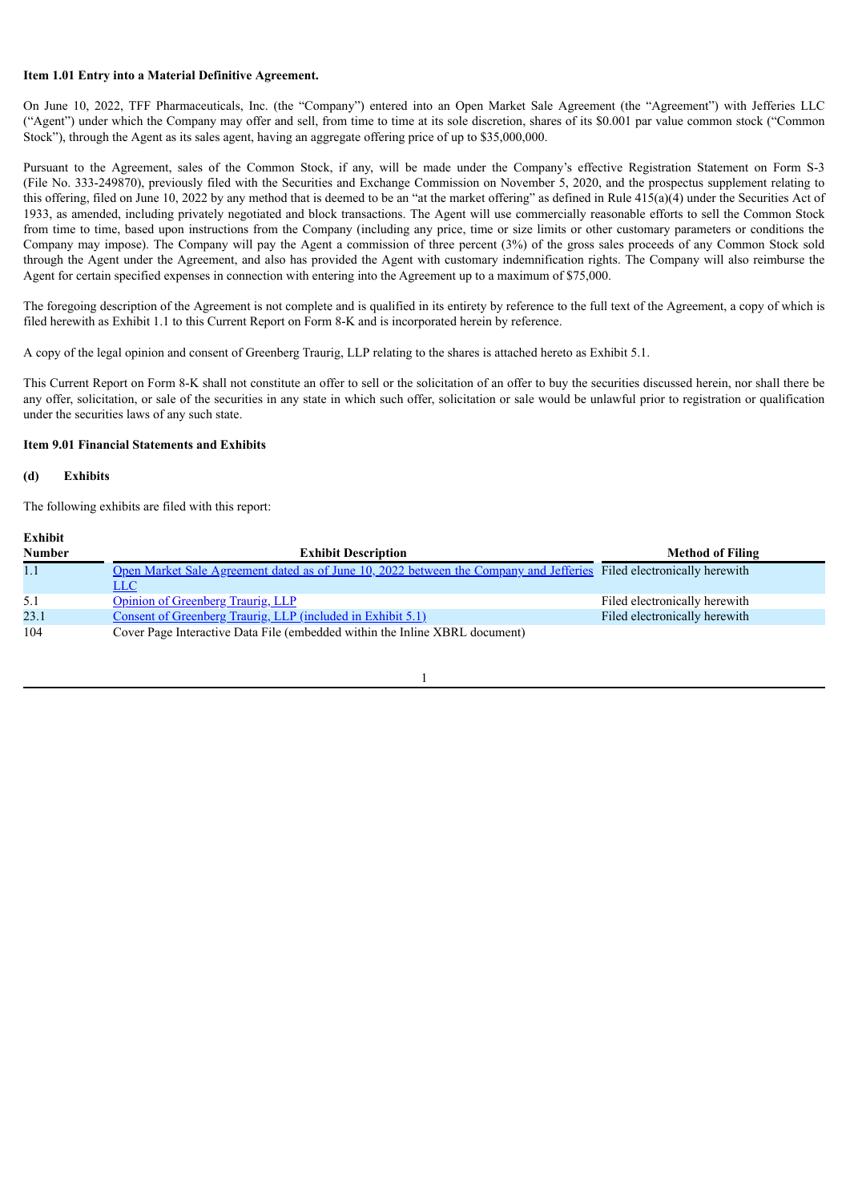**Item 1.01 Entry into a Material Definitive Agreement.**

On June 10, 2022, TFF Pharmaceuticals, Inc. (the "Company") entered into an Open Market Sale Agreement (the "Agreement") with Jefferies LLC ("Agent") under which the Company may offer and sell, from time to time at its sole discretion, shares of its $0.001 par value common stock ("Common Stock"), through the Agent as its sales agent, having an aggregate offering price of up to $35,000,000.

Pursuant to the Agreement, sales of the Common Stock, if any, will be made under the Company's effective Registration Statement on Form S-3 (File No. 333-249870), previously filed with the Securities and Exchange Commission on November 5, 2020, and the prospectus supplement relating to this offering, filed on June 10, 2022 by any method that is deemed to be an "at the market offering" as defined in Rule 415(a)(4) under the Securities Act of 1933, as amended, including privately negotiated and block transactions. The Agent will use commercially reasonable efforts to sell the Common Stock from time to time, based upon instructions from the Company (including any price, time or size limits or other customary parameters or conditions the Company may impose). The Company will pay the Agent a commission of three percent (3%) of the gross sales proceeds of any Common Stock sold through the Agent under the Agreement, and also has provided the Agent with customary indemnification rights. The Company will also reimburse the Agent for certain specified expenses in connection with entering into the Agreement up to a maximum of $75,000.

The foregoing description of the Agreement is not complete and is qualified in its entirety by reference to the full text of the Agreement, a copy of which is filed herewith as Exhibit 1.1 to this Current Report on Form 8-K and is incorporated herein by reference.

A copy of the legal opinion and consent of Greenberg Traurig, LLP relating to the shares is attached hereto as Exhibit 5.1.

This Current Report on Form 8-K shall not constitute an offer to sell or the solicitation of an offer to buy the securities discussed herein, nor shall there be any offer, solicitation, or sale of the securities in any state in which such offer, solicitation or sale would be unlawful prior to registration or qualification under the securities laws of any such state.

**Item 9.01 Financial Statements and Exhibits**

**(d) Exhibits**

The following exhibits are filed with this report:

| Exhibit Number | Exhibit Description | Method of Filing |
|---|---|---|
| 1.1 | Open Market Sale Agreement dated as of June 10, 2022 between the Company and Jefferies LLC | Filed electronically herewith |
| 5.1 | Opinion of Greenberg Traurig, LLP | Filed electronically herewith |
| 23.1 | Consent of Greenberg Traurig, LLP (included in Exhibit 5.1) | Filed electronically herewith |
| 104 | Cover Page Interactive Data File (embedded within the Inline XBRL document) | |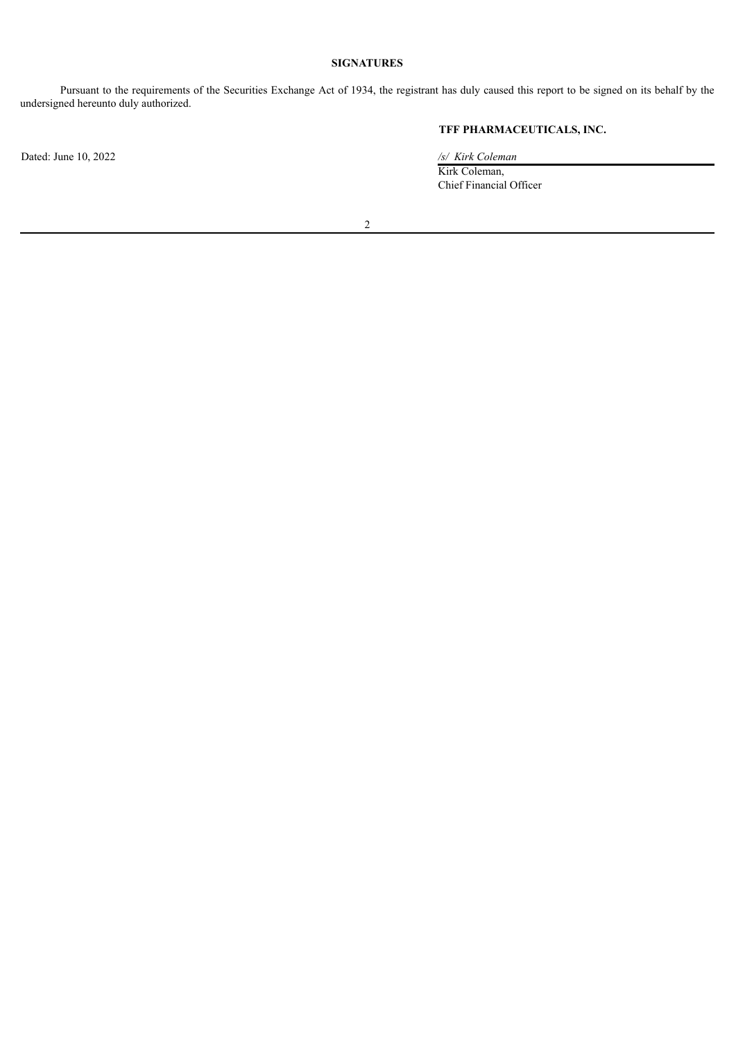**SIGNATURES**

Pursuant to the requirements of the Securities Exchange Act of 1934, the registrant has duly caused this report to be signed on its behalf by the undersigned hereunto duly authorized.

**TFF PHARMACEUTICALS, INC.**

Dated: June 10, 2022

*/s/ Kirk Coleman*

Kirk Coleman,
Chief Financial Officer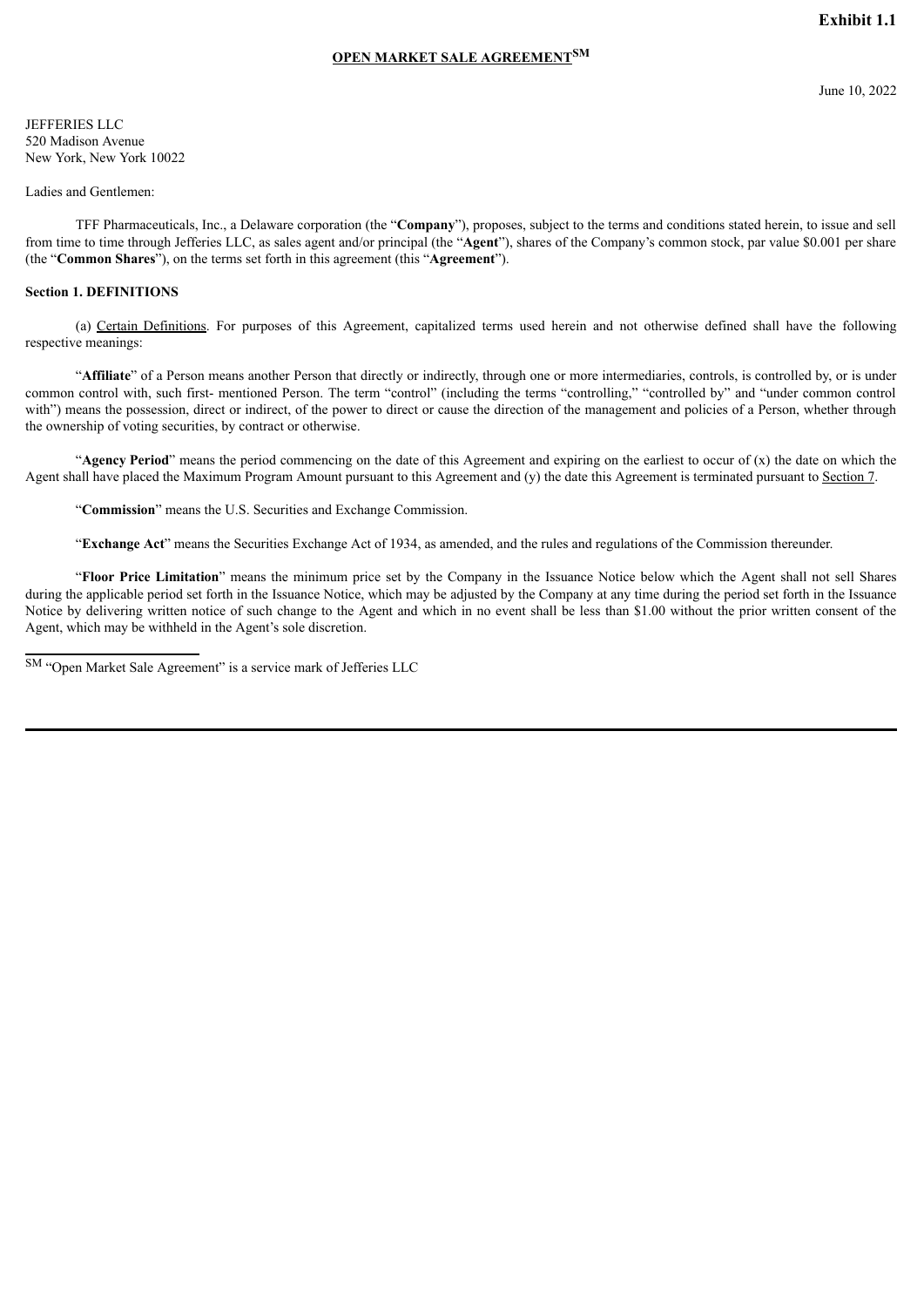**Exhibit 1.1**

**OPEN MARKET SALE AGREEMENT[SM]**

June 10, 2022

JEFFERIES LLC
520 Madison Avenue
New York, New York 10022

Ladies and Gentlemen:

TFF Pharmaceuticals, Inc., a Delaware corporation (the "**Company**"), proposes, subject to the terms and conditions stated herein, to issue and sell from time to time through Jefferies LLC, as sales agent and/or principal (the "**Agent**"), shares of the Company's common stock, par value $0.001 per share (the "**Common Shares**"), on the terms set forth in this agreement (this "**Agreement**").

**Section 1. DEFINITIONS**

(a) Certain Definitions. For purposes of this Agreement, capitalized terms used herein and not otherwise defined shall have the following respective meanings:

"**Affiliate**" of a Person means another Person that directly or indirectly, through one or more intermediaries, controls, is controlled by, or is under common control with, such first- mentioned Person. The term "control" (including the terms "controlling," "controlled by" and "under common control with") means the possession, direct or indirect, of the power to direct or cause the direction of the management and policies of a Person, whether through the ownership of voting securities, by contract or otherwise.

"**Agency Period**" means the period commencing on the date of this Agreement and expiring on the earliest to occur of (x) the date on which the Agent shall have placed the Maximum Program Amount pursuant to this Agreement and (y) the date this Agreement is terminated pursuant to Section 7.

"**Commission**" means the U.S. Securities and Exchange Commission.

"**Exchange Act**" means the Securities Exchange Act of 1934, as amended, and the rules and regulations of the Commission thereunder.

"**Floor Price Limitation**" means the minimum price set by the Company in the Issuance Notice below which the Agent shall not sell Shares during the applicable period set forth in the Issuance Notice, which may be adjusted by the Company at any time during the period set forth in the Issuance Notice by delivering written notice of such change to the Agent and which in no event shall be less than $1.00 without the prior written consent of the Agent, which may be withheld in the Agent's sole discretion.

[SM] "Open Market Sale Agreement" is a service mark of Jefferies LLC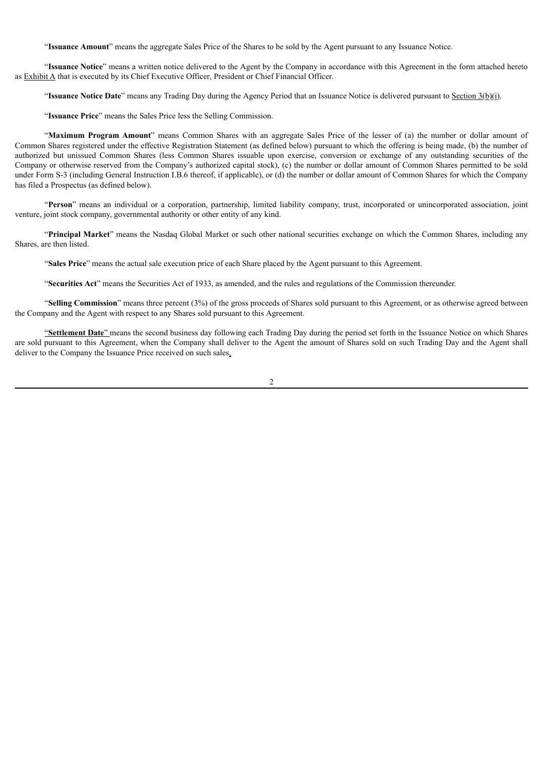"**Issuance Amount**" means the aggregate Sales Price of the Shares to be sold by the Agent pursuant to any Issuance Notice.

"**Issuance Notice**" means a written notice delivered to the Agent by the Company in accordance with this Agreement in the form attached hereto as Exhibit A that is executed by its Chief Executive Officer, President or Chief Financial Officer.

"**Issuance Notice Date**" means any Trading Day during the Agency Period that an Issuance Notice is delivered pursuant to Section 3(b)(i).

"**Issuance Price**" means the Sales Price less the Selling Commission.

"**Maximum Program Amount**" means Common Shares with an aggregate Sales Price of the lesser of (a) the number or dollar amount of Common Shares registered under the effective Registration Statement (as defined below) pursuant to which the offering is being made, (b) the number of authorized but unissued Common Shares (less Common Shares issuable upon exercise, conversion or exchange of any outstanding securities of the Company or otherwise reserved from the Company's authorized capital stock), (c) the number or dollar amount of Common Shares permitted to be sold under Form S-3 (including General Instruction I.B.6 thereof, if applicable), or (d) the number or dollar amount of Common Shares for which the Company has filed a Prospectus (as defined below).

"**Person**" means an individual or a corporation, partnership, limited liability company, trust, incorporated or unincorporated association, joint venture, joint stock company, governmental authority or other entity of any kind.

"**Principal Market**" means the Nasdaq Global Market or such other national securities exchange on which the Common Shares, including any Shares, are then listed.

"**Sales Price**" means the actual sale execution price of each Share placed by the Agent pursuant to this Agreement.

"**Securities Act**" means the Securities Act of 1933, as amended, and the rules and regulations of the Commission thereunder.

"**Selling Commission**" means three percent (3%) of the gross proceeds of Shares sold pursuant to this Agreement, or as otherwise agreed between the Company and the Agent with respect to any Shares sold pursuant to this Agreement.

"**Settlement Date**" means the second business day following each Trading Day during the period set forth in the Issuance Notice on which Shares are sold pursuant to this Agreement, when the Company shall deliver to the Agent the amount of Shares sold on such Trading Day and the Agent shall deliver to the Company the Issuance Price received on such sales.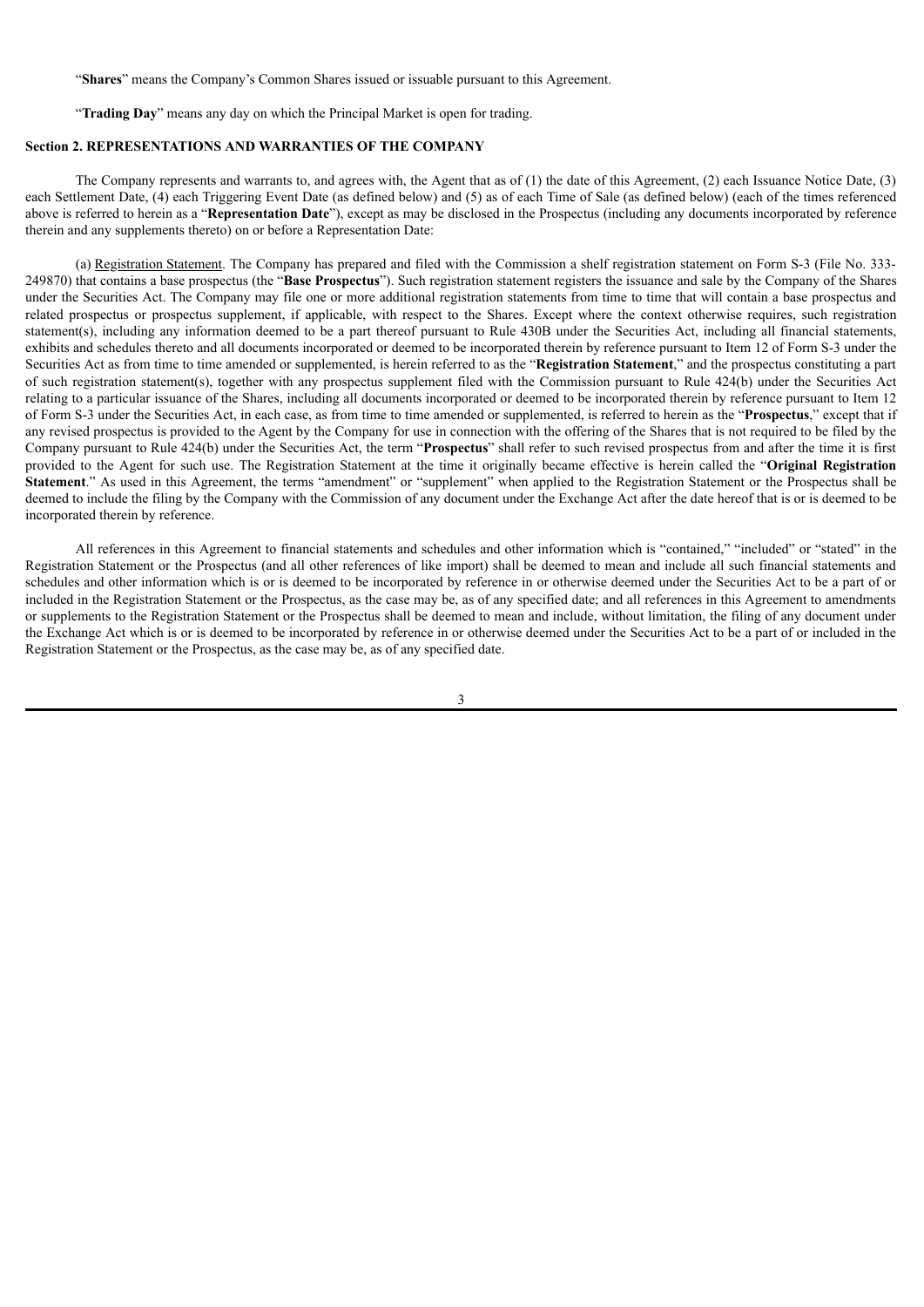"**Shares**" means the Company's Common Shares issued or issuable pursuant to this Agreement.

"**Trading Day**" means any day on which the Principal Market is open for trading.

## Section 2. REPRESENTATIONS AND WARRANTIES OF THE COMPANY

The Company represents and warrants to, and agrees with, the Agent that as of (1) the date of this Agreement, (2) each Issuance Notice Date, (3) each Settlement Date, (4) each Triggering Event Date (as defined below) and (5) as of each Time of Sale (as defined below) (each of the times referenced above is referred to herein as a "**Representation Date**"), except as may be disclosed in the Prospectus (including any documents incorporated by reference therein and any supplements thereto) on or before a Representation Date:

(a) Registration Statement. The Company has prepared and filed with the Commission a shelf registration statement on Form S-3 (File No. 333-249870) that contains a base prospectus (the "**Base Prospectus**"). Such registration statement registers the issuance and sale by the Company of the Shares under the Securities Act. The Company may file one or more additional registration statements from time to time that will contain a base prospectus and related prospectus or prospectus supplement, if applicable, with respect to the Shares. Except where the context otherwise requires, such registration statement(s), including any information deemed to be a part thereof pursuant to Rule 430B under the Securities Act, including all financial statements, exhibits and schedules thereto and all documents incorporated or deemed to be incorporated therein by reference pursuant to Item 12 of Form S-3 under the Securities Act as from time to time amended or supplemented, is herein referred to as the "**Registration Statement**," and the prospectus constituting a part of such registration statement(s), together with any prospectus supplement filed with the Commission pursuant to Rule 424(b) under the Securities Act relating to a particular issuance of the Shares, including all documents incorporated or deemed to be incorporated therein by reference pursuant to Item 12 of Form S-3 under the Securities Act, in each case, as from time to time amended or supplemented, is referred to herein as the "**Prospectus**," except that if any revised prospectus is provided to the Agent by the Company for use in connection with the offering of the Shares that is not required to be filed by the Company pursuant to Rule 424(b) under the Securities Act, the term "**Prospectus**" shall refer to such revised prospectus from and after the time it is first provided to the Agent for such use. The Registration Statement at the time it originally became effective is herein called the "**Original Registration Statement**." As used in this Agreement, the terms "amendment" or "supplement" when applied to the Registration Statement or the Prospectus shall be deemed to include the filing by the Company with the Commission of any document under the Exchange Act after the date hereof that is or is deemed to be incorporated therein by reference.

All references in this Agreement to financial statements and schedules and other information which is "contained," "included" or "stated" in the Registration Statement or the Prospectus (and all other references of like import) shall be deemed to mean and include all such financial statements and schedules and other information which is or is deemed to be incorporated by reference in or otherwise deemed under the Securities Act to be a part of or included in the Registration Statement or the Prospectus, as the case may be, as of any specified date; and all references in this Agreement to amendments or supplements to the Registration Statement or the Prospectus shall be deemed to mean and include, without limitation, the filing of any document under the Exchange Act which is or is deemed to be incorporated by reference in or otherwise deemed under the Securities Act to be a part of or included in the Registration Statement or the Prospectus, as the case may be, as of any specified date.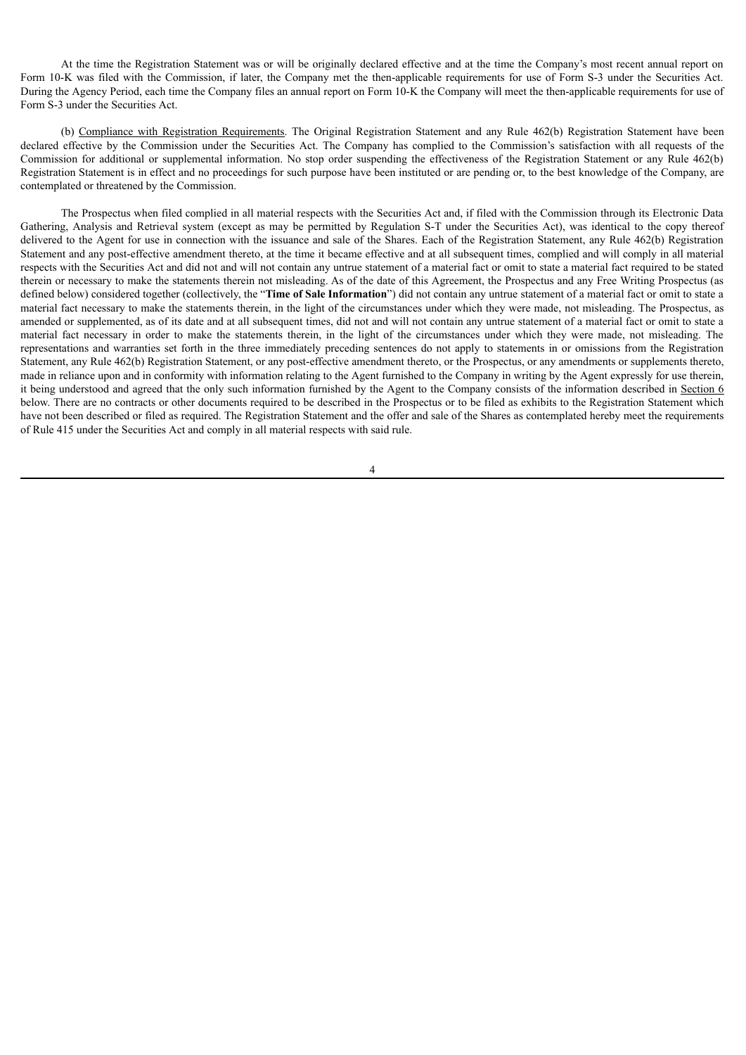At the time the Registration Statement was or will be originally declared effective and at the time the Company's most recent annual report on Form 10-K was filed with the Commission, if later, the Company met the then-applicable requirements for use of Form S-3 under the Securities Act. During the Agency Period, each time the Company files an annual report on Form 10-K the Company will meet the then-applicable requirements for use of Form S-3 under the Securities Act.

(b) Compliance with Registration Requirements. The Original Registration Statement and any Rule 462(b) Registration Statement have been declared effective by the Commission under the Securities Act. The Company has complied to the Commission's satisfaction with all requests of the Commission for additional or supplemental information. No stop order suspending the effectiveness of the Registration Statement or any Rule 462(b) Registration Statement is in effect and no proceedings for such purpose have been instituted or are pending or, to the best knowledge of the Company, are contemplated or threatened by the Commission.

The Prospectus when filed complied in all material respects with the Securities Act and, if filed with the Commission through its Electronic Data Gathering, Analysis and Retrieval system (except as may be permitted by Regulation S-T under the Securities Act), was identical to the copy thereof delivered to the Agent for use in connection with the issuance and sale of the Shares. Each of the Registration Statement, any Rule 462(b) Registration Statement and any post-effective amendment thereto, at the time it became effective and at all subsequent times, complied and will comply in all material respects with the Securities Act and did not and will not contain any untrue statement of a material fact or omit to state a material fact required to be stated therein or necessary to make the statements therein not misleading. As of the date of this Agreement, the Prospectus and any Free Writing Prospectus (as defined below) considered together (collectively, the "**Time of Sale Information**") did not contain any untrue statement of a material fact or omit to state a material fact necessary to make the statements therein, in the light of the circumstances under which they were made, not misleading. The Prospectus, as amended or supplemented, as of its date and at all subsequent times, did not and will not contain any untrue statement of a material fact or omit to state a material fact necessary in order to make the statements therein, in the light of the circumstances under which they were made, not misleading. The representations and warranties set forth in the three immediately preceding sentences do not apply to statements in or omissions from the Registration Statement, any Rule 462(b) Registration Statement, or any post-effective amendment thereto, or the Prospectus, or any amendments or supplements thereto, made in reliance upon and in conformity with information relating to the Agent furnished to the Company in writing by the Agent expressly for use therein, it being understood and agreed that the only such information furnished by the Agent to the Company consists of the information described in Section 6 below. There are no contracts or other documents required to be described in the Prospectus or to be filed as exhibits to the Registration Statement which have not been described or filed as required. The Registration Statement and the offer and sale of the Shares as contemplated hereby meet the requirements of Rule 415 under the Securities Act and comply in all material respects with said rule.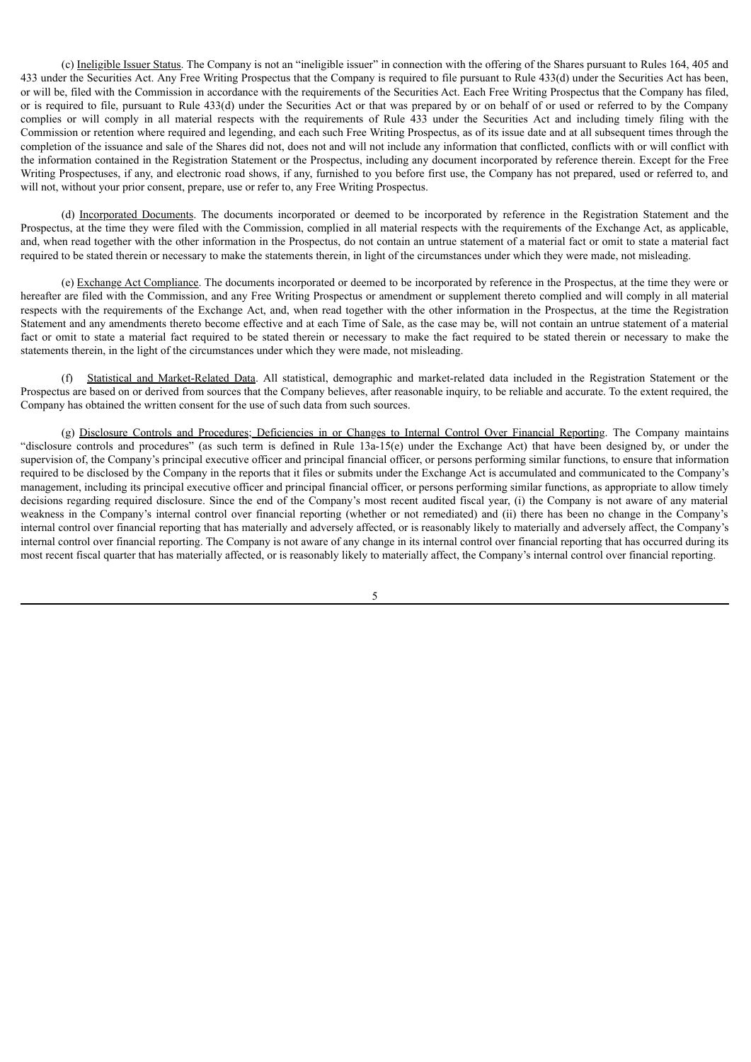(c) <u>Ineligible Issuer Status</u>. The Company is not an "ineligible issuer" in connection with the offering of the Shares pursuant to Rules 164, 405 and 433 under the Securities Act. Any Free Writing Prospectus that the Company is required to file pursuant to Rule 433(d) under the Securities Act has been, or will be, filed with the Commission in accordance with the requirements of the Securities Act. Each Free Writing Prospectus that the Company has filed, or is required to file, pursuant to Rule 433(d) under the Securities Act or that was prepared by or on behalf of or used or referred to by the Company complies or will comply in all material respects with the requirements of Rule 433 under the Securities Act and including timely filing with the Commission or retention where required and legending, and each such Free Writing Prospectus, as of its issue date and at all subsequent times through the completion of the issuance and sale of the Shares did not, does not and will not include any information that conflicted, conflicts with or will conflict with the information contained in the Registration Statement or the Prospectus, including any document incorporated by reference therein. Except for the Free Writing Prospectuses, if any, and electronic road shows, if any, furnished to you before first use, the Company has not prepared, used or referred to, and will not, without your prior consent, prepare, use or refer to, any Free Writing Prospectus.

(d) <u>Incorporated Documents</u>. The documents incorporated or deemed to be incorporated by reference in the Registration Statement and the Prospectus, at the time they were filed with the Commission, complied in all material respects with the requirements of the Exchange Act, as applicable, and, when read together with the other information in the Prospectus, do not contain an untrue statement of a material fact or omit to state a material fact required to be stated therein or necessary to make the statements therein, in light of the circumstances under which they were made, not misleading.

(e) <u>Exchange Act Compliance</u>. The documents incorporated or deemed to be incorporated by reference in the Prospectus, at the time they were or hereafter are filed with the Commission, and any Free Writing Prospectus or amendment or supplement thereto complied and will comply in all material respects with the requirements of the Exchange Act, and, when read together with the other information in the Prospectus, at the time the Registration Statement and any amendments thereto become effective and at each Time of Sale, as the case may be, will not contain an untrue statement of a material fact or omit to state a material fact required to be stated therein or necessary to make the fact required to be stated therein or necessary to make the statements therein, in the light of the circumstances under which they were made, not misleading.

(f) <u>Statistical and Market-Related Data</u>. All statistical, demographic and market-related data included in the Registration Statement or the Prospectus are based on or derived from sources that the Company believes, after reasonable inquiry, to be reliable and accurate. To the extent required, the Company has obtained the written consent for the use of such data from such sources.

(g) <u>Disclosure Controls and Procedures; Deficiencies in or Changes to Internal Control Over Financial Reporting</u>. The Company maintains "disclosure controls and procedures" (as such term is defined in Rule 13a-15(e) under the Exchange Act) that have been designed by, or under the supervision of, the Company's principal executive officer and principal financial officer, or persons performing similar functions, to ensure that information required to be disclosed by the Company in the reports that it files or submits under the Exchange Act is accumulated and communicated to the Company's management, including its principal executive officer and principal financial officer, or persons performing similar functions, as appropriate to allow timely decisions regarding required disclosure. Since the end of the Company's most recent audited fiscal year, (i) the Company is not aware of any material weakness in the Company's internal control over financial reporting (whether or not remediated) and (ii) there has been no change in the Company's internal control over financial reporting that has materially and adversely affected, or is reasonably likely to materially and adversely affect, the Company's internal control over financial reporting. The Company is not aware of any change in its internal control over financial reporting that has occurred during its most recent fiscal quarter that has materially affected, or is reasonably likely to materially affect, the Company's internal control over financial reporting.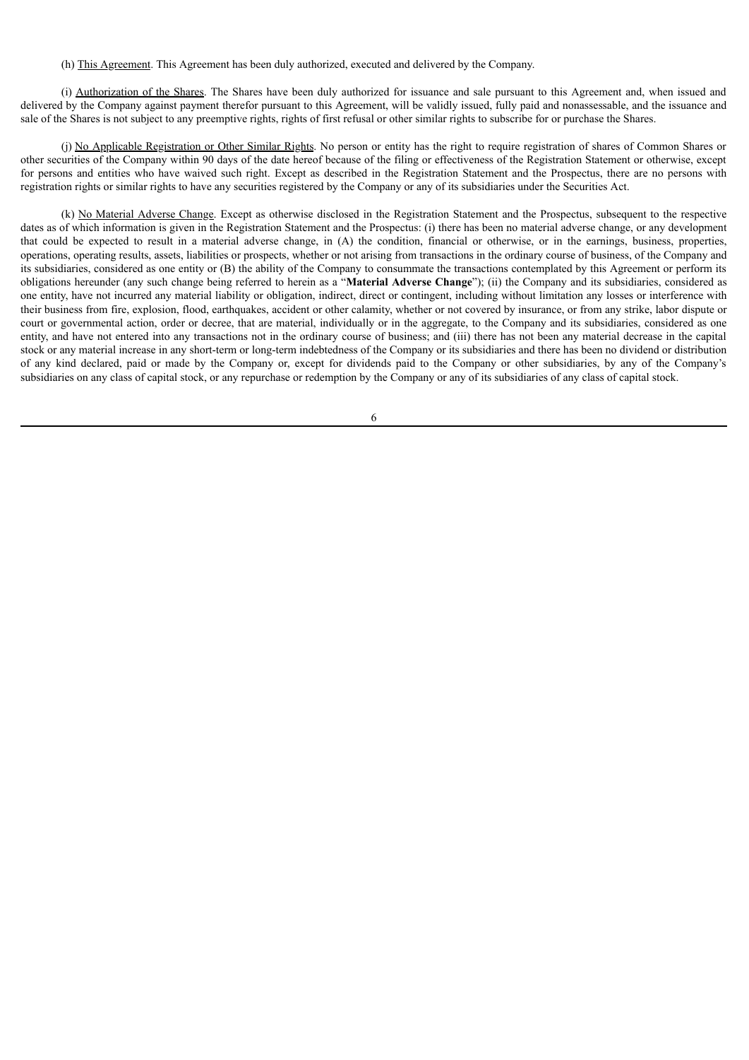(h) This Agreement. This Agreement has been duly authorized, executed and delivered by the Company.

(i) Authorization of the Shares. The Shares have been duly authorized for issuance and sale pursuant to this Agreement and, when issued and delivered by the Company against payment therefor pursuant to this Agreement, will be validly issued, fully paid and nonassessable, and the issuance and sale of the Shares is not subject to any preemptive rights, rights of first refusal or other similar rights to subscribe for or purchase the Shares.

(j) No Applicable Registration or Other Similar Rights. No person or entity has the right to require registration of shares of Common Shares or other securities of the Company within 90 days of the date hereof because of the filing or effectiveness of the Registration Statement or otherwise, except for persons and entities who have waived such right. Except as described in the Registration Statement and the Prospectus, there are no persons with registration rights or similar rights to have any securities registered by the Company or any of its subsidiaries under the Securities Act.

(k) No Material Adverse Change. Except as otherwise disclosed in the Registration Statement and the Prospectus, subsequent to the respective dates as of which information is given in the Registration Statement and the Prospectus: (i) there has been no material adverse change, or any development that could be expected to result in a material adverse change, in (A) the condition, financial or otherwise, or in the earnings, business, properties, operations, operating results, assets, liabilities or prospects, whether or not arising from transactions in the ordinary course of business, of the Company and its subsidiaries, considered as one entity or (B) the ability of the Company to consummate the transactions contemplated by this Agreement or perform its obligations hereunder (any such change being referred to herein as a "**Material Adverse Change**"); (ii) the Company and its subsidiaries, considered as one entity, have not incurred any material liability or obligation, indirect, direct or contingent, including without limitation any losses or interference with their business from fire, explosion, flood, earthquakes, accident or other calamity, whether or not covered by insurance, or from any strike, labor dispute or court or governmental action, order or decree, that are material, individually or in the aggregate, to the Company and its subsidiaries, considered as one entity, and have not entered into any transactions not in the ordinary course of business; and (iii) there has not been any material decrease in the capital stock or any material increase in any short-term or long-term indebtedness of the Company or its subsidiaries and there has been no dividend or distribution of any kind declared, paid or made by the Company or, except for dividends paid to the Company or other subsidiaries, by any of the Company's subsidiaries on any class of capital stock, or any repurchase or redemption by the Company or any of its subsidiaries of any class of capital stock.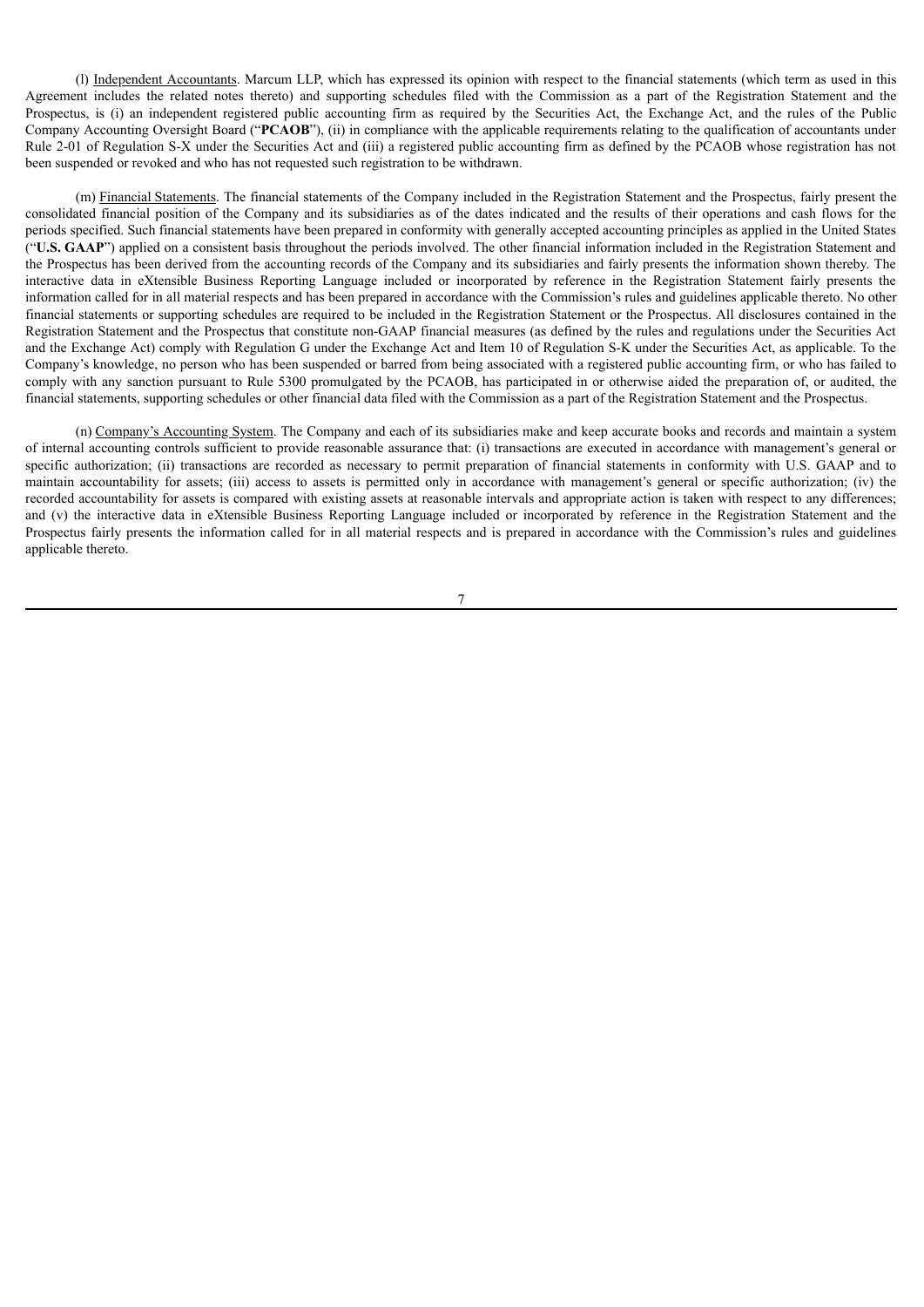(l) Independent Accountants. Marcum LLP, which has expressed its opinion with respect to the financial statements (which term as used in this Agreement includes the related notes thereto) and supporting schedules filed with the Commission as a part of the Registration Statement and the Prospectus, is (i) an independent registered public accounting firm as required by the Securities Act, the Exchange Act, and the rules of the Public Company Accounting Oversight Board ("**PCAOB**"), (ii) in compliance with the applicable requirements relating to the qualification of accountants under Rule 2-01 of Regulation S-X under the Securities Act and (iii) a registered public accounting firm as defined by the PCAOB whose registration has not been suspended or revoked and who has not requested such registration to be withdrawn.

(m) Financial Statements. The financial statements of the Company included in the Registration Statement and the Prospectus, fairly present the consolidated financial position of the Company and its subsidiaries as of the dates indicated and the results of their operations and cash flows for the periods specified. Such financial statements have been prepared in conformity with generally accepted accounting principles as applied in the United States ("**U.S. GAAP**") applied on a consistent basis throughout the periods involved. The other financial information included in the Registration Statement and the Prospectus has been derived from the accounting records of the Company and its subsidiaries and fairly presents the information shown thereby. The interactive data in eXtensible Business Reporting Language included or incorporated by reference in the Registration Statement fairly presents the information called for in all material respects and has been prepared in accordance with the Commission's rules and guidelines applicable thereto. No other financial statements or supporting schedules are required to be included in the Registration Statement or the Prospectus. All disclosures contained in the Registration Statement and the Prospectus that constitute non-GAAP financial measures (as defined by the rules and regulations under the Securities Act and the Exchange Act) comply with Regulation G under the Exchange Act and Item 10 of Regulation S-K under the Securities Act, as applicable. To the Company's knowledge, no person who has been suspended or barred from being associated with a registered public accounting firm, or who has failed to comply with any sanction pursuant to Rule 5300 promulgated by the PCAOB, has participated in or otherwise aided the preparation of, or audited, the financial statements, supporting schedules or other financial data filed with the Commission as a part of the Registration Statement and the Prospectus.

(n) Company's Accounting System. The Company and each of its subsidiaries make and keep accurate books and records and maintain a system of internal accounting controls sufficient to provide reasonable assurance that: (i) transactions are executed in accordance with management's general or specific authorization; (ii) transactions are recorded as necessary to permit preparation of financial statements in conformity with U.S. GAAP and to maintain accountability for assets; (iii) access to assets is permitted only in accordance with management's general or specific authorization; (iv) the recorded accountability for assets is compared with existing assets at reasonable intervals and appropriate action is taken with respect to any differences; and (v) the interactive data in eXtensible Business Reporting Language included or incorporated by reference in the Registration Statement and the Prospectus fairly presents the information called for in all material respects and is prepared in accordance with the Commission's rules and guidelines applicable thereto.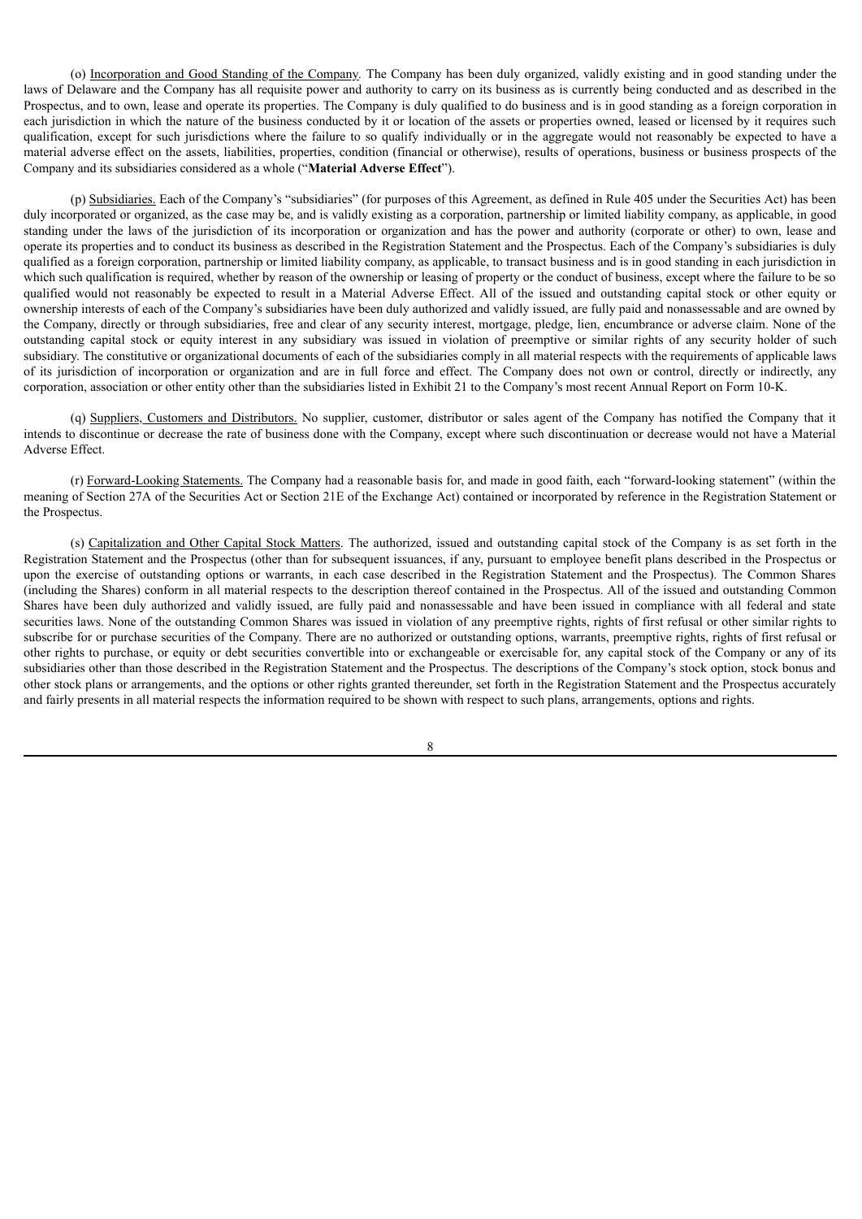(o) Incorporation and Good Standing of the Company. The Company has been duly organized, validly existing and in good standing under the laws of Delaware and the Company has all requisite power and authority to carry on its business as is currently being conducted and as described in the Prospectus, and to own, lease and operate its properties. The Company is duly qualified to do business and is in good standing as a foreign corporation in each jurisdiction in which the nature of the business conducted by it or location of the assets or properties owned, leased or licensed by it requires such qualification, except for such jurisdictions where the failure to so qualify individually or in the aggregate would not reasonably be expected to have a material adverse effect on the assets, liabilities, properties, condition (financial or otherwise), results of operations, business or business prospects of the Company and its subsidiaries considered as a whole ("**Material Adverse Effect**").

(p) Subsidiaries. Each of the Company's "subsidiaries" (for purposes of this Agreement, as defined in Rule 405 under the Securities Act) has been duly incorporated or organized, as the case may be, and is validly existing as a corporation, partnership or limited liability company, as applicable, in good standing under the laws of the jurisdiction of its incorporation or organization and has the power and authority (corporate or other) to own, lease and operate its properties and to conduct its business as described in the Registration Statement and the Prospectus. Each of the Company's subsidiaries is duly qualified as a foreign corporation, partnership or limited liability company, as applicable, to transact business and is in good standing in each jurisdiction in which such qualification is required, whether by reason of the ownership or leasing of property or the conduct of business, except where the failure to be so qualified would not reasonably be expected to result in a Material Adverse Effect. All of the issued and outstanding capital stock or other equity or ownership interests of each of the Company's subsidiaries have been duly authorized and validly issued, are fully paid and nonassessable and are owned by the Company, directly or through subsidiaries, free and clear of any security interest, mortgage, pledge, lien, encumbrance or adverse claim. None of the outstanding capital stock or equity interest in any subsidiary was issued in violation of preemptive or similar rights of any security holder of such subsidiary. The constitutive or organizational documents of each of the subsidiaries comply in all material respects with the requirements of applicable laws of its jurisdiction of incorporation or organization and are in full force and effect. The Company does not own or control, directly or indirectly, any corporation, association or other entity other than the subsidiaries listed in Exhibit 21 to the Company's most recent Annual Report on Form 10-K.

(q) Suppliers, Customers and Distributors. No supplier, customer, distributor or sales agent of the Company has notified the Company that it intends to discontinue or decrease the rate of business done with the Company, except where such discontinuation or decrease would not have a Material Adverse Effect.

(r) Forward-Looking Statements. The Company had a reasonable basis for, and made in good faith, each "forward-looking statement" (within the meaning of Section 27A of the Securities Act or Section 21E of the Exchange Act) contained or incorporated by reference in the Registration Statement or the Prospectus.

(s) Capitalization and Other Capital Stock Matters. The authorized, issued and outstanding capital stock of the Company is as set forth in the Registration Statement and the Prospectus (other than for subsequent issuances, if any, pursuant to employee benefit plans described in the Prospectus or upon the exercise of outstanding options or warrants, in each case described in the Registration Statement and the Prospectus). The Common Shares (including the Shares) conform in all material respects to the description thereof contained in the Prospectus. All of the issued and outstanding Common Shares have been duly authorized and validly issued, are fully paid and nonassessable and have been issued in compliance with all federal and state securities laws. None of the outstanding Common Shares was issued in violation of any preemptive rights, rights of first refusal or other similar rights to subscribe for or purchase securities of the Company. There are no authorized or outstanding options, warrants, preemptive rights, rights of first refusal or other rights to purchase, or equity or debt securities convertible into or exchangeable or exercisable for, any capital stock of the Company or any of its subsidiaries other than those described in the Registration Statement and the Prospectus. The descriptions of the Company's stock option, stock bonus and other stock plans or arrangements, and the options or other rights granted thereunder, set forth in the Registration Statement and the Prospectus accurately and fairly presents in all material respects the information required to be shown with respect to such plans, arrangements, options and rights.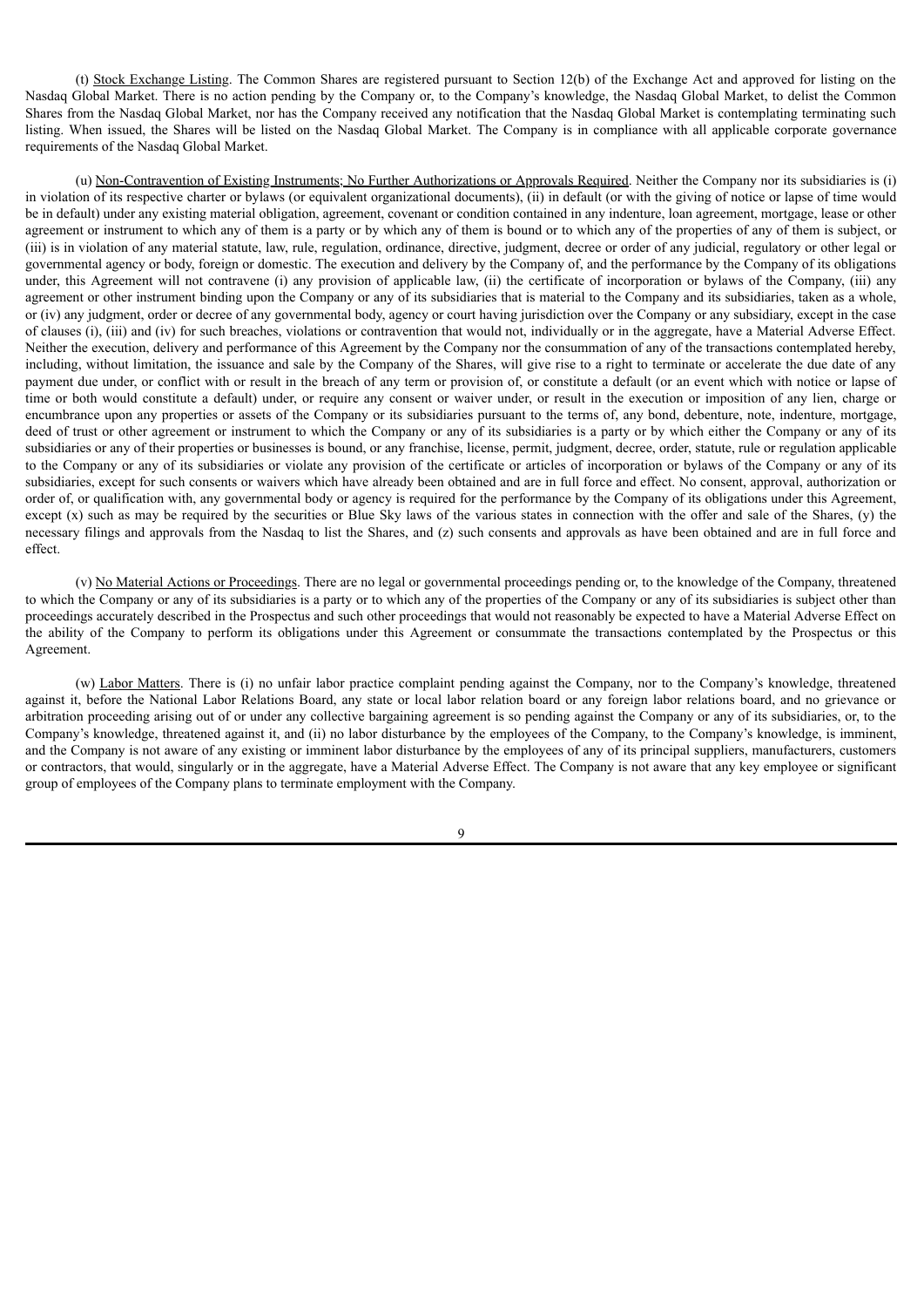(t) Stock Exchange Listing. The Common Shares are registered pursuant to Section 12(b) of the Exchange Act and approved for listing on the Nasdaq Global Market. There is no action pending by the Company or, to the Company's knowledge, the Nasdaq Global Market, to delist the Common Shares from the Nasdaq Global Market, nor has the Company received any notification that the Nasdaq Global Market is contemplating terminating such listing. When issued, the Shares will be listed on the Nasdaq Global Market. The Company is in compliance with all applicable corporate governance requirements of the Nasdaq Global Market.

(u) Non-Contravention of Existing Instruments; No Further Authorizations or Approvals Required. Neither the Company nor its subsidiaries is (i) in violation of its respective charter or bylaws (or equivalent organizational documents), (ii) in default (or with the giving of notice or lapse of time would be in default) under any existing material obligation, agreement, covenant or condition contained in any indenture, loan agreement, mortgage, lease or other agreement or instrument to which any of them is a party or by which any of them is bound or to which any of the properties of any of them is subject, or (iii) is in violation of any material statute, law, rule, regulation, ordinance, directive, judgment, decree or order of any judicial, regulatory or other legal or governmental agency or body, foreign or domestic. The execution and delivery by the Company of, and the performance by the Company of its obligations under, this Agreement will not contravene (i) any provision of applicable law, (ii) the certificate of incorporation or bylaws of the Company, (iii) any agreement or other instrument binding upon the Company or any of its subsidiaries that is material to the Company and its subsidiaries, taken as a whole, or (iv) any judgment, order or decree of any governmental body, agency or court having jurisdiction over the Company or any subsidiary, except in the case of clauses (i), (iii) and (iv) for such breaches, violations or contravention that would not, individually or in the aggregate, have a Material Adverse Effect. Neither the execution, delivery and performance of this Agreement by the Company nor the consummation of any of the transactions contemplated hereby, including, without limitation, the issuance and sale by the Company of the Shares, will give rise to a right to terminate or accelerate the due date of any payment due under, or conflict with or result in the breach of any term or provision of, or constitute a default (or an event which with notice or lapse of time or both would constitute a default) under, or require any consent or waiver under, or result in the execution or imposition of any lien, charge or encumbrance upon any properties or assets of the Company or its subsidiaries pursuant to the terms of, any bond, debenture, note, indenture, mortgage, deed of trust or other agreement or instrument to which the Company or any of its subsidiaries is a party or by which either the Company or any of its subsidiaries or any of their properties or businesses is bound, or any franchise, license, permit, judgment, decree, order, statute, rule or regulation applicable to the Company or any of its subsidiaries or violate any provision of the certificate or articles of incorporation or bylaws of the Company or any of its subsidiaries, except for such consents or waivers which have already been obtained and are in full force and effect. No consent, approval, authorization or order of, or qualification with, any governmental body or agency is required for the performance by the Company of its obligations under this Agreement, except (x) such as may be required by the securities or Blue Sky laws of the various states in connection with the offer and sale of the Shares, (y) the necessary filings and approvals from the Nasdaq to list the Shares, and (z) such consents and approvals as have been obtained and are in full force and effect.

(v) No Material Actions or Proceedings. There are no legal or governmental proceedings pending or, to the knowledge of the Company, threatened to which the Company or any of its subsidiaries is a party or to which any of the properties of the Company or any of its subsidiaries is subject other than proceedings accurately described in the Prospectus and such other proceedings that would not reasonably be expected to have a Material Adverse Effect on the ability of the Company to perform its obligations under this Agreement or consummate the transactions contemplated by the Prospectus or this Agreement.

(w) Labor Matters. There is (i) no unfair labor practice complaint pending against the Company, nor to the Company's knowledge, threatened against it, before the National Labor Relations Board, any state or local labor relation board or any foreign labor relations board, and no grievance or arbitration proceeding arising out of or under any collective bargaining agreement is so pending against the Company or any of its subsidiaries, or, to the Company's knowledge, threatened against it, and (ii) no labor disturbance by the employees of the Company, to the Company's knowledge, is imminent, and the Company is not aware of any existing or imminent labor disturbance by the employees of any of its principal suppliers, manufacturers, customers or contractors, that would, singularly or in the aggregate, have a Material Adverse Effect. The Company is not aware that any key employee or significant group of employees of the Company plans to terminate employment with the Company.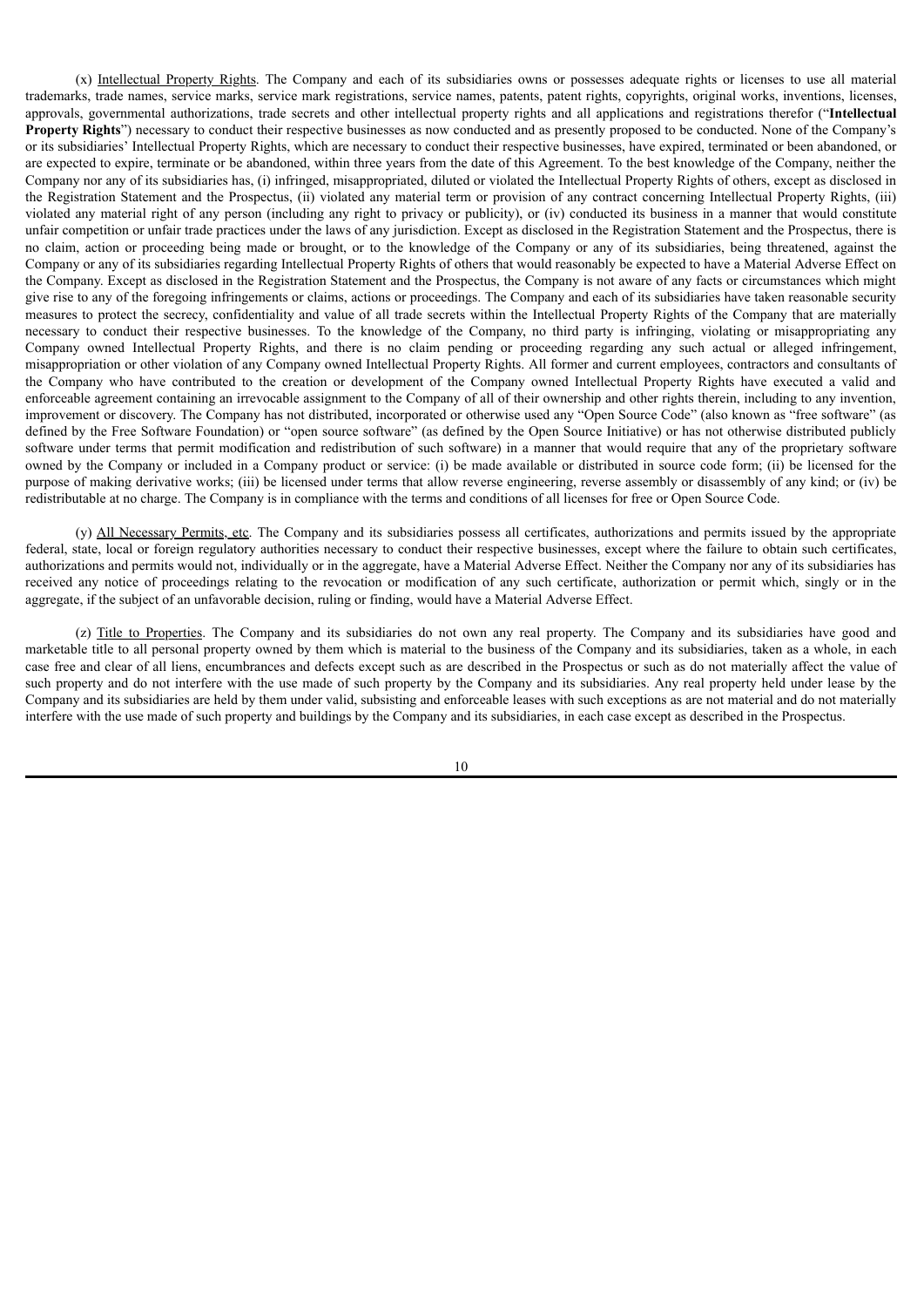(x) Intellectual Property Rights. The Company and each of its subsidiaries owns or possesses adequate rights or licenses to use all material trademarks, trade names, service marks, service mark registrations, service names, patents, patent rights, copyrights, original works, inventions, licenses, approvals, governmental authorizations, trade secrets and other intellectual property rights and all applications and registrations therefor ("**Intellectual Property Rights**") necessary to conduct their respective businesses as now conducted and as presently proposed to be conducted. None of the Company's or its subsidiaries' Intellectual Property Rights, which are necessary to conduct their respective businesses, have expired, terminated or been abandoned, or are expected to expire, terminate or be abandoned, within three years from the date of this Agreement. To the best knowledge of the Company, neither the Company nor any of its subsidiaries has, (i) infringed, misappropriated, diluted or violated the Intellectual Property Rights of others, except as disclosed in the Registration Statement and the Prospectus, (ii) violated any material term or provision of any contract concerning Intellectual Property Rights, (iii) violated any material right of any person (including any right to privacy or publicity), or (iv) conducted its business in a manner that would constitute unfair competition or unfair trade practices under the laws of any jurisdiction. Except as disclosed in the Registration Statement and the Prospectus, there is no claim, action or proceeding being made or brought, or to the knowledge of the Company or any of its subsidiaries, being threatened, against the Company or any of its subsidiaries regarding Intellectual Property Rights of others that would reasonably be expected to have a Material Adverse Effect on the Company. Except as disclosed in the Registration Statement and the Prospectus, the Company is not aware of any facts or circumstances which might give rise to any of the foregoing infringements or claims, actions or proceedings. The Company and each of its subsidiaries have taken reasonable security measures to protect the secrecy, confidentiality and value of all trade secrets within the Intellectual Property Rights of the Company that are materially necessary to conduct their respective businesses. To the knowledge of the Company, no third party is infringing, violating or misappropriating any Company owned Intellectual Property Rights, and there is no claim pending or proceeding regarding any such actual or alleged infringement, misappropriation or other violation of any Company owned Intellectual Property Rights. All former and current employees, contractors and consultants of the Company who have contributed to the creation or development of the Company owned Intellectual Property Rights have executed a valid and enforceable agreement containing an irrevocable assignment to the Company of all of their ownership and other rights therein, including to any invention, improvement or discovery. The Company has not distributed, incorporated or otherwise used any "Open Source Code" (also known as "free software" (as defined by the Free Software Foundation) or "open source software" (as defined by the Open Source Initiative) or has not otherwise distributed publicly software under terms that permit modification and redistribution of such software) in a manner that would require that any of the proprietary software owned by the Company or included in a Company product or service: (i) be made available or distributed in source code form; (ii) be licensed for the purpose of making derivative works; (iii) be licensed under terms that allow reverse engineering, reverse assembly or disassembly of any kind; or (iv) be redistributable at no charge. The Company is in compliance with the terms and conditions of all licenses for free or Open Source Code.

(y) All Necessary Permits, etc. The Company and its subsidiaries possess all certificates, authorizations and permits issued by the appropriate federal, state, local or foreign regulatory authorities necessary to conduct their respective businesses, except where the failure to obtain such certificates, authorizations and permits would not, individually or in the aggregate, have a Material Adverse Effect. Neither the Company nor any of its subsidiaries has received any notice of proceedings relating to the revocation or modification of any such certificate, authorization or permit which, singly or in the aggregate, if the subject of an unfavorable decision, ruling or finding, would have a Material Adverse Effect.

(z) Title to Properties. The Company and its subsidiaries do not own any real property. The Company and its subsidiaries have good and marketable title to all personal property owned by them which is material to the business of the Company and its subsidiaries, taken as a whole, in each case free and clear of all liens, encumbrances and defects except such as are described in the Prospectus or such as do not materially affect the value of such property and do not interfere with the use made of such property by the Company and its subsidiaries. Any real property held under lease by the Company and its subsidiaries are held by them under valid, subsisting and enforceable leases with such exceptions as are not material and do not materially interfere with the use made of such property and buildings by the Company and its subsidiaries, in each case except as described in the Prospectus.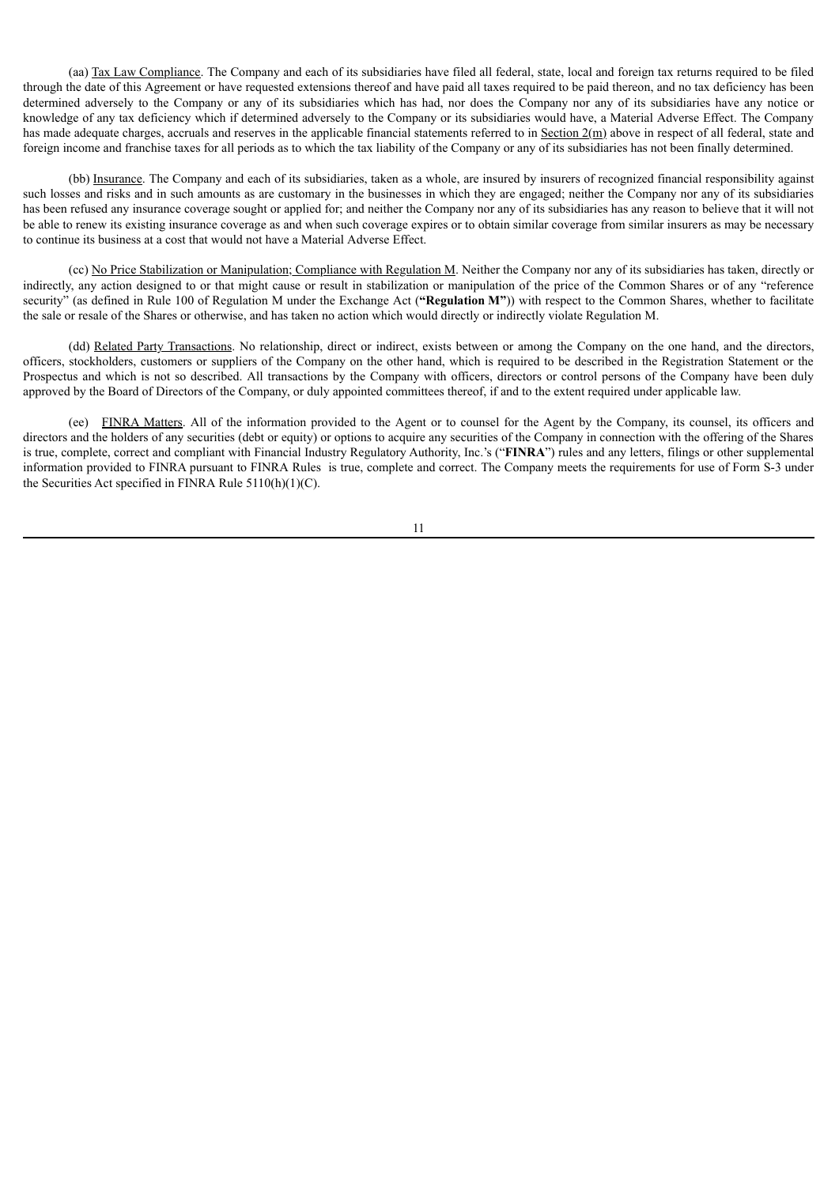(aa) Tax Law Compliance. The Company and each of its subsidiaries have filed all federal, state, local and foreign tax returns required to be filed through the date of this Agreement or have requested extensions thereof and have paid all taxes required to be paid thereon, and no tax deficiency has been determined adversely to the Company or any of its subsidiaries which has had, nor does the Company nor any of its subsidiaries have any notice or knowledge of any tax deficiency which if determined adversely to the Company or its subsidiaries would have, a Material Adverse Effect. The Company has made adequate charges, accruals and reserves in the applicable financial statements referred to in Section 2(m) above in respect of all federal, state and foreign income and franchise taxes for all periods as to which the tax liability of the Company or any of its subsidiaries has not been finally determined.

(bb) Insurance. The Company and each of its subsidiaries, taken as a whole, are insured by insurers of recognized financial responsibility against such losses and risks and in such amounts as are customary in the businesses in which they are engaged; neither the Company nor any of its subsidiaries has been refused any insurance coverage sought or applied for; and neither the Company nor any of its subsidiaries has any reason to believe that it will not be able to renew its existing insurance coverage as and when such coverage expires or to obtain similar coverage from similar insurers as may be necessary to continue its business at a cost that would not have a Material Adverse Effect.

(cc) No Price Stabilization or Manipulation; Compliance with Regulation M. Neither the Company nor any of its subsidiaries has taken, directly or indirectly, any action designed to or that might cause or result in stabilization or manipulation of the price of the Common Shares or of any "reference security" (as defined in Rule 100 of Regulation M under the Exchange Act (**"Regulation M"**)) with respect to the Common Shares, whether to facilitate the sale or resale of the Shares or otherwise, and has taken no action which would directly or indirectly violate Regulation M.

(dd) Related Party Transactions. No relationship, direct or indirect, exists between or among the Company on the one hand, and the directors, officers, stockholders, customers or suppliers of the Company on the other hand, which is required to be described in the Registration Statement or the Prospectus and which is not so described. All transactions by the Company with officers, directors or control persons of the Company have been duly approved by the Board of Directors of the Company, or duly appointed committees thereof, if and to the extent required under applicable law.

(ee) FINRA Matters. All of the information provided to the Agent or to counsel for the Agent by the Company, its counsel, its officers and directors and the holders of any securities (debt or equity) or options to acquire any securities of the Company in connection with the offering of the Shares is true, complete, correct and compliant with Financial Industry Regulatory Authority, Inc.'s ("**FINRA**") rules and any letters, filings or other supplemental information provided to FINRA pursuant to FINRA Rules is true, complete and correct. The Company meets the requirements for use of Form S-3 under the Securities Act specified in FINRA Rule 5110(h)(1)(C).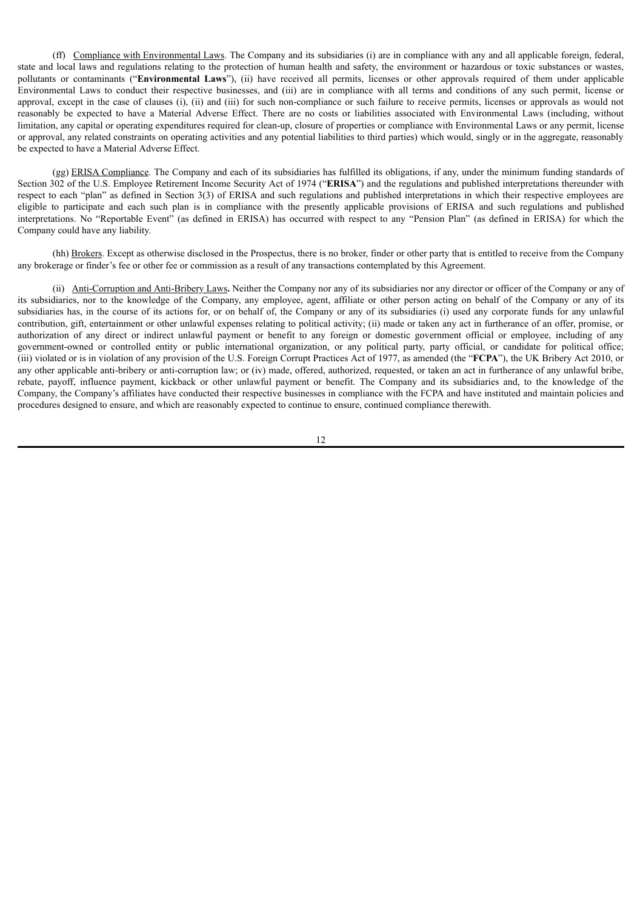(ff) Compliance with Environmental Laws. The Company and its subsidiaries (i) are in compliance with any and all applicable foreign, federal, state and local laws and regulations relating to the protection of human health and safety, the environment or hazardous or toxic substances or wastes, pollutants or contaminants ("**Environmental Laws**"), (ii) have received all permits, licenses or other approvals required of them under applicable Environmental Laws to conduct their respective businesses, and (iii) are in compliance with all terms and conditions of any such permit, license or approval, except in the case of clauses (i), (ii) and (iii) for such non-compliance or such failure to receive permits, licenses or approvals as would not reasonably be expected to have a Material Adverse Effect. There are no costs or liabilities associated with Environmental Laws (including, without limitation, any capital or operating expenditures required for clean-up, closure of properties or compliance with Environmental Laws or any permit, license or approval, any related constraints on operating activities and any potential liabilities to third parties) which would, singly or in the aggregate, reasonably be expected to have a Material Adverse Effect.

(gg) ERISA Compliance. The Company and each of its subsidiaries has fulfilled its obligations, if any, under the minimum funding standards of Section 302 of the U.S. Employee Retirement Income Security Act of 1974 ("**ERISA**") and the regulations and published interpretations thereunder with respect to each "plan" as defined in Section 3(3) of ERISA and such regulations and published interpretations in which their respective employees are eligible to participate and each such plan is in compliance with the presently applicable provisions of ERISA and such regulations and published interpretations. No "Reportable Event" (as defined in ERISA) has occurred with respect to any "Pension Plan" (as defined in ERISA) for which the Company could have any liability.

(hh) Brokers. Except as otherwise disclosed in the Prospectus, there is no broker, finder or other party that is entitled to receive from the Company any brokerage or finder's fee or other fee or commission as a result of any transactions contemplated by this Agreement.

(ii) Anti-Corruption and Anti-Bribery Laws**.** Neither the Company nor any of its subsidiaries nor any director or officer of the Company or any of its subsidiaries, nor to the knowledge of the Company, any employee, agent, affiliate or other person acting on behalf of the Company or any of its subsidiaries has, in the course of its actions for, or on behalf of, the Company or any of its subsidiaries (i) used any corporate funds for any unlawful contribution, gift, entertainment or other unlawful expenses relating to political activity; (ii) made or taken any act in furtherance of an offer, promise, or authorization of any direct or indirect unlawful payment or benefit to any foreign or domestic government official or employee, including of any government-owned or controlled entity or public international organization, or any political party, party official, or candidate for political office; (iii) violated or is in violation of any provision of the U.S. Foreign Corrupt Practices Act of 1977, as amended (the "**FCPA**"), the UK Bribery Act 2010, or any other applicable anti-bribery or anti-corruption law; or (iv) made, offered, authorized, requested, or taken an act in furtherance of any unlawful bribe, rebate, payoff, influence payment, kickback or other unlawful payment or benefit. The Company and its subsidiaries and, to the knowledge of the Company, the Company's affiliates have conducted their respective businesses in compliance with the FCPA and have instituted and maintain policies and procedures designed to ensure, and which are reasonably expected to continue to ensure, continued compliance therewith.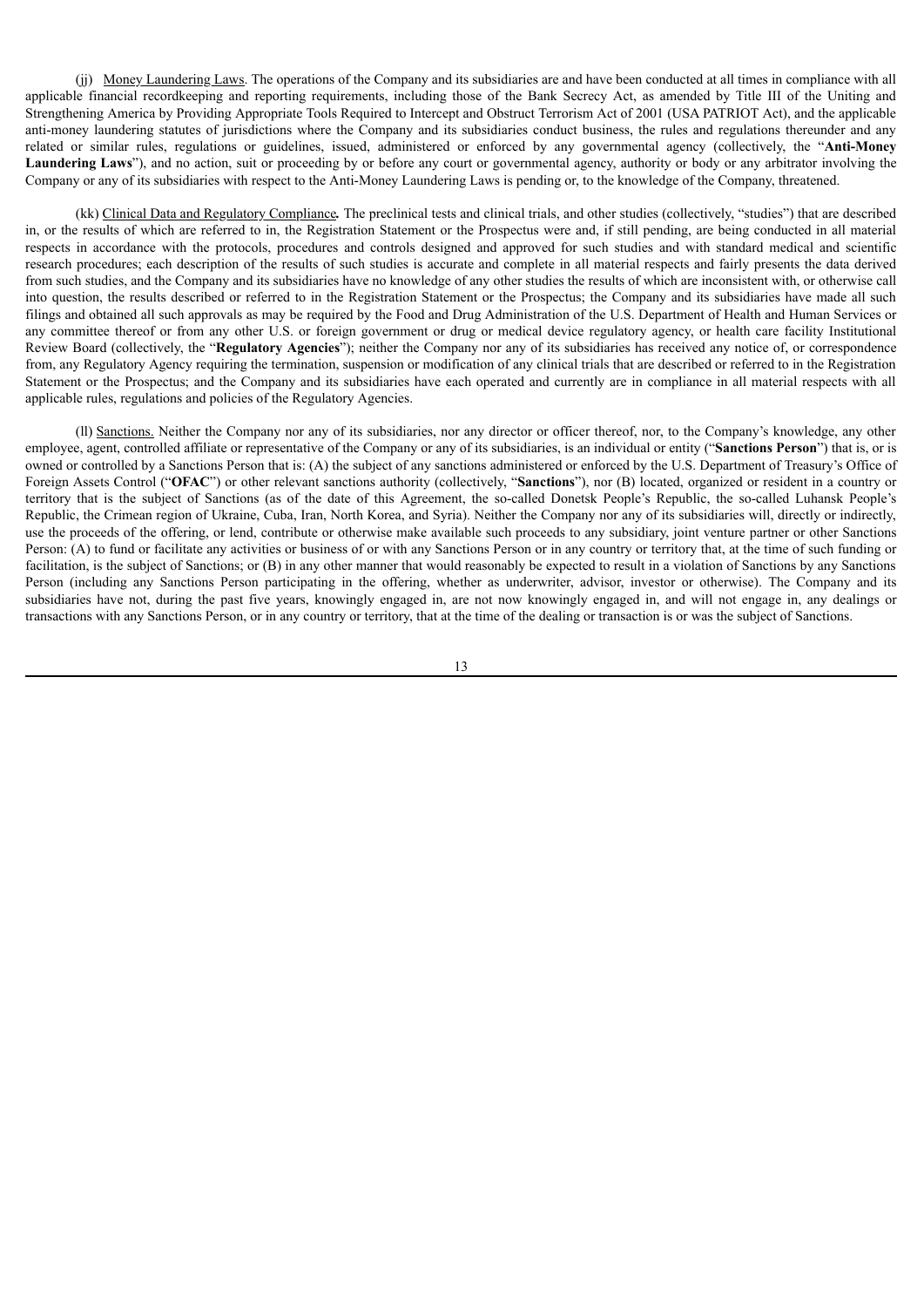(jj) Money Laundering Laws. The operations of the Company and its subsidiaries are and have been conducted at all times in compliance with all applicable financial recordkeeping and reporting requirements, including those of the Bank Secrecy Act, as amended by Title III of the Uniting and Strengthening America by Providing Appropriate Tools Required to Intercept and Obstruct Terrorism Act of 2001 (USA PATRIOT Act), and the applicable anti-money laundering statutes of jurisdictions where the Company and its subsidiaries conduct business, the rules and regulations thereunder and any related or similar rules, regulations or guidelines, issued, administered or enforced by any governmental agency (collectively, the "**Anti-Money Laundering Laws**"), and no action, suit or proceeding by or before any court or governmental agency, authority or body or any arbitrator involving the Company or any of its subsidiaries with respect to the Anti-Money Laundering Laws is pending or, to the knowledge of the Company, threatened.

(kk) Clinical Data and Regulatory Compliance*.* The preclinical tests and clinical trials, and other studies (collectively, "studies") that are described in, or the results of which are referred to in, the Registration Statement or the Prospectus were and, if still pending, are being conducted in all material respects in accordance with the protocols, procedures and controls designed and approved for such studies and with standard medical and scientific research procedures; each description of the results of such studies is accurate and complete in all material respects and fairly presents the data derived from such studies, and the Company and its subsidiaries have no knowledge of any other studies the results of which are inconsistent with, or otherwise call into question, the results described or referred to in the Registration Statement or the Prospectus; the Company and its subsidiaries have made all such filings and obtained all such approvals as may be required by the Food and Drug Administration of the U.S. Department of Health and Human Services or any committee thereof or from any other U.S. or foreign government or drug or medical device regulatory agency, or health care facility Institutional Review Board (collectively, the "**Regulatory Agencies**"); neither the Company nor any of its subsidiaries has received any notice of, or correspondence from, any Regulatory Agency requiring the termination, suspension or modification of any clinical trials that are described or referred to in the Registration Statement or the Prospectus; and the Company and its subsidiaries have each operated and currently are in compliance in all material respects with all applicable rules, regulations and policies of the Regulatory Agencies.

(ll) Sanctions. Neither the Company nor any of its subsidiaries, nor any director or officer thereof, nor, to the Company's knowledge, any other employee, agent, controlled affiliate or representative of the Company or any of its subsidiaries, is an individual or entity ("**Sanctions Person**") that is, or is owned or controlled by a Sanctions Person that is: (A) the subject of any sanctions administered or enforced by the U.S. Department of Treasury's Office of Foreign Assets Control ("**OFAC**") or other relevant sanctions authority (collectively, "**Sanctions**"), nor (B) located, organized or resident in a country or territory that is the subject of Sanctions (as of the date of this Agreement, the so-called Donetsk People's Republic, the so-called Luhansk People's Republic, the Crimean region of Ukraine, Cuba, Iran, North Korea, and Syria). Neither the Company nor any of its subsidiaries will, directly or indirectly, use the proceeds of the offering, or lend, contribute or otherwise make available such proceeds to any subsidiary, joint venture partner or other Sanctions Person: (A) to fund or facilitate any activities or business of or with any Sanctions Person or in any country or territory that, at the time of such funding or facilitation, is the subject of Sanctions; or (B) in any other manner that would reasonably be expected to result in a violation of Sanctions by any Sanctions Person (including any Sanctions Person participating in the offering, whether as underwriter, advisor, investor or otherwise). The Company and its subsidiaries have not, during the past five years, knowingly engaged in, are not now knowingly engaged in, and will not engage in, any dealings or transactions with any Sanctions Person, or in any country or territory, that at the time of the dealing or transaction is or was the subject of Sanctions.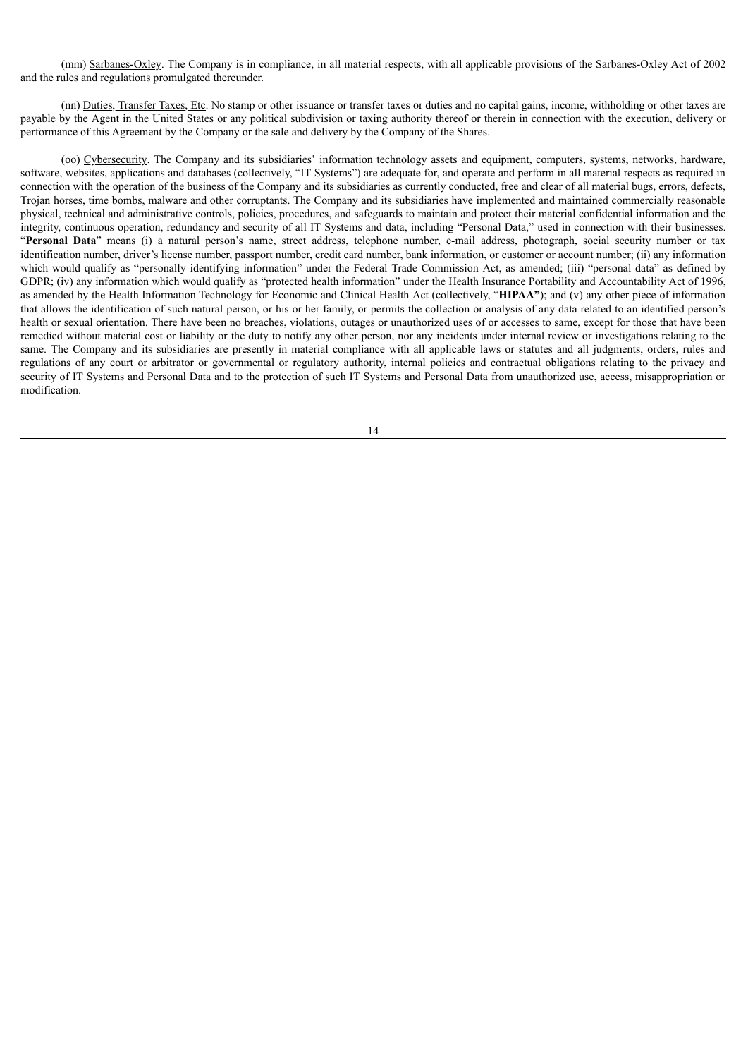(mm) Sarbanes-Oxley. The Company is in compliance, in all material respects, with all applicable provisions of the Sarbanes-Oxley Act of 2002 and the rules and regulations promulgated thereunder.

(nn) Duties, Transfer Taxes, Etc. No stamp or other issuance or transfer taxes or duties and no capital gains, income, withholding or other taxes are payable by the Agent in the United States or any political subdivision or taxing authority thereof or therein in connection with the execution, delivery or performance of this Agreement by the Company or the sale and delivery by the Company of the Shares.

(oo) Cybersecurity. The Company and its subsidiaries' information technology assets and equipment, computers, systems, networks, hardware, software, websites, applications and databases (collectively, "IT Systems") are adequate for, and operate and perform in all material respects as required in connection with the operation of the business of the Company and its subsidiaries as currently conducted, free and clear of all material bugs, errors, defects, Trojan horses, time bombs, malware and other corruptants. The Company and its subsidiaries have implemented and maintained commercially reasonable physical, technical and administrative controls, policies, procedures, and safeguards to maintain and protect their material confidential information and the integrity, continuous operation, redundancy and security of all IT Systems and data, including "Personal Data," used in connection with their businesses. "**Personal Data**" means (i) a natural person's name, street address, telephone number, e-mail address, photograph, social security number or tax identification number, driver's license number, passport number, credit card number, bank information, or customer or account number; (ii) any information which would qualify as "personally identifying information" under the Federal Trade Commission Act, as amended; (iii) "personal data" as defined by GDPR; (iv) any information which would qualify as "protected health information" under the Health Insurance Portability and Accountability Act of 1996, as amended by the Health Information Technology for Economic and Clinical Health Act (collectively, "**HIPAA"**); and (v) any other piece of information that allows the identification of such natural person, or his or her family, or permits the collection or analysis of any data related to an identified person's health or sexual orientation. There have been no breaches, violations, outages or unauthorized uses of or accesses to same, except for those that have been remedied without material cost or liability or the duty to notify any other person, nor any incidents under internal review or investigations relating to the same. The Company and its subsidiaries are presently in material compliance with all applicable laws or statutes and all judgments, orders, rules and regulations of any court or arbitrator or governmental or regulatory authority, internal policies and contractual obligations relating to the privacy and security of IT Systems and Personal Data and to the protection of such IT Systems and Personal Data from unauthorized use, access, misappropriation or modification.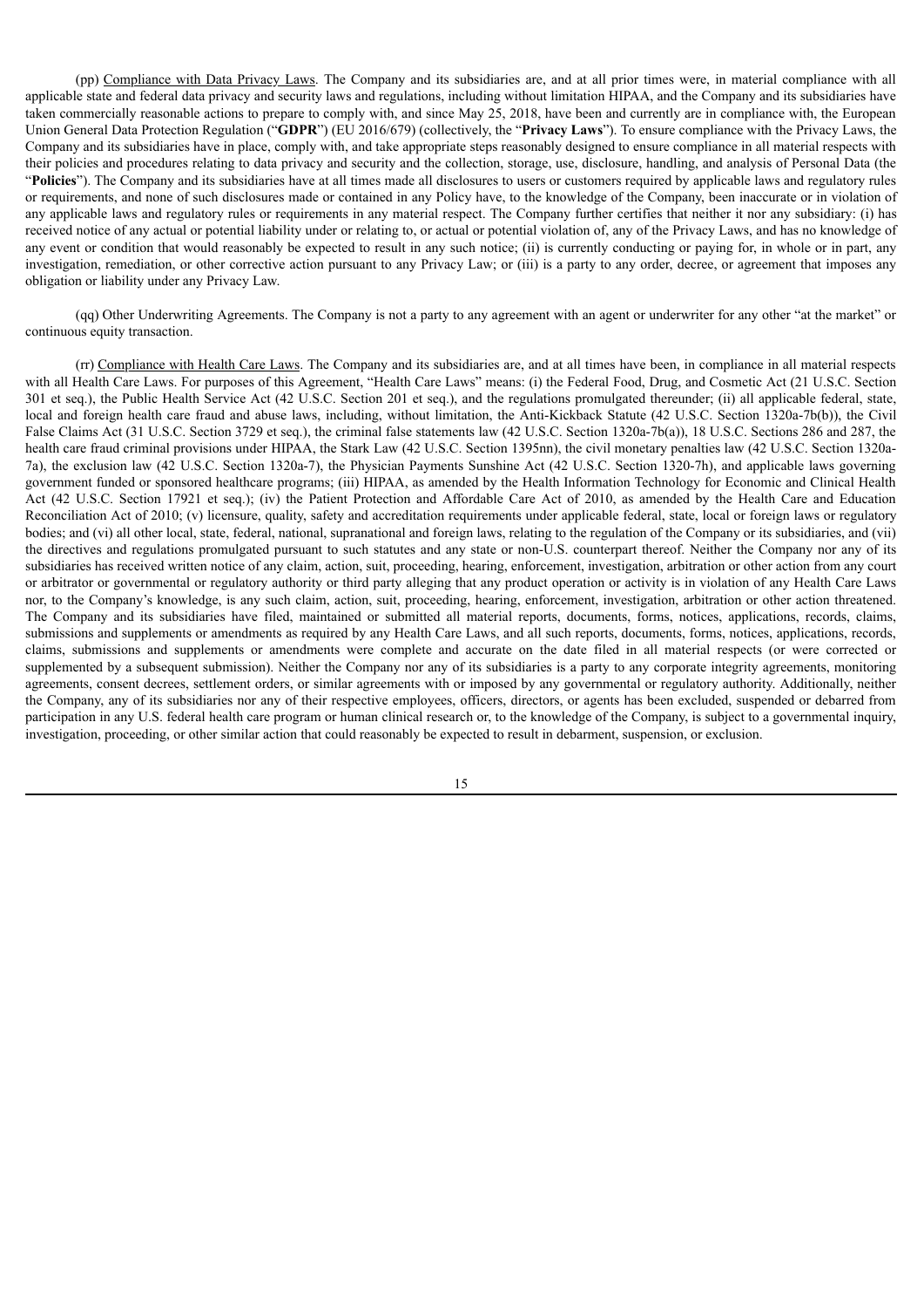(pp) Compliance with Data Privacy Laws. The Company and its subsidiaries are, and at all prior times were, in material compliance with all applicable state and federal data privacy and security laws and regulations, including without limitation HIPAA, and the Company and its subsidiaries have taken commercially reasonable actions to prepare to comply with, and since May 25, 2018, have been and currently are in compliance with, the European Union General Data Protection Regulation ("**GDPR**") (EU 2016/679) (collectively, the "**Privacy Laws**"). To ensure compliance with the Privacy Laws, the Company and its subsidiaries have in place, comply with, and take appropriate steps reasonably designed to ensure compliance in all material respects with their policies and procedures relating to data privacy and security and the collection, storage, use, disclosure, handling, and analysis of Personal Data (the "**Policies**"). The Company and its subsidiaries have at all times made all disclosures to users or customers required by applicable laws and regulatory rules or requirements, and none of such disclosures made or contained in any Policy have, to the knowledge of the Company, been inaccurate or in violation of any applicable laws and regulatory rules or requirements in any material respect. The Company further certifies that neither it nor any subsidiary: (i) has received notice of any actual or potential liability under or relating to, or actual or potential violation of, any of the Privacy Laws, and has no knowledge of any event or condition that would reasonably be expected to result in any such notice; (ii) is currently conducting or paying for, in whole or in part, any investigation, remediation, or other corrective action pursuant to any Privacy Law; or (iii) is a party to any order, decree, or agreement that imposes any obligation or liability under any Privacy Law.

(qq) Other Underwriting Agreements. The Company is not a party to any agreement with an agent or underwriter for any other "at the market" or continuous equity transaction.

(rr) Compliance with Health Care Laws. The Company and its subsidiaries are, and at all times have been, in compliance in all material respects with all Health Care Laws. For purposes of this Agreement, "Health Care Laws" means: (i) the Federal Food, Drug, and Cosmetic Act (21 U.S.C. Section 301 et seq.), the Public Health Service Act (42 U.S.C. Section 201 et seq.), and the regulations promulgated thereunder; (ii) all applicable federal, state, local and foreign health care fraud and abuse laws, including, without limitation, the Anti-Kickback Statute (42 U.S.C. Section 1320a-7b(b)), the Civil False Claims Act (31 U.S.C. Section 3729 et seq.), the criminal false statements law (42 U.S.C. Section 1320a-7b(a)), 18 U.S.C. Sections 286 and 287, the health care fraud criminal provisions under HIPAA, the Stark Law (42 U.S.C. Section 1395nn), the civil monetary penalties law (42 U.S.C. Section 1320a-7a), the exclusion law (42 U.S.C. Section 1320a-7), the Physician Payments Sunshine Act (42 U.S.C. Section 1320-7h), and applicable laws governing government funded or sponsored healthcare programs; (iii) HIPAA, as amended by the Health Information Technology for Economic and Clinical Health Act (42 U.S.C. Section 17921 et seq.); (iv) the Patient Protection and Affordable Care Act of 2010, as amended by the Health Care and Education Reconciliation Act of 2010; (v) licensure, quality, safety and accreditation requirements under applicable federal, state, local or foreign laws or regulatory bodies; and (vi) all other local, state, federal, national, supranational and foreign laws, relating to the regulation of the Company or its subsidiaries, and (vii) the directives and regulations promulgated pursuant to such statutes and any state or non-U.S. counterpart thereof. Neither the Company nor any of its subsidiaries has received written notice of any claim, action, suit, proceeding, hearing, enforcement, investigation, arbitration or other action from any court or arbitrator or governmental or regulatory authority or third party alleging that any product operation or activity is in violation of any Health Care Laws nor, to the Company's knowledge, is any such claim, action, suit, proceeding, hearing, enforcement, investigation, arbitration or other action threatened. The Company and its subsidiaries have filed, maintained or submitted all material reports, documents, forms, notices, applications, records, claims, submissions and supplements or amendments as required by any Health Care Laws, and all such reports, documents, forms, notices, applications, records, claims, submissions and supplements or amendments were complete and accurate on the date filed in all material respects (or were corrected or supplemented by a subsequent submission). Neither the Company nor any of its subsidiaries is a party to any corporate integrity agreements, monitoring agreements, consent decrees, settlement orders, or similar agreements with or imposed by any governmental or regulatory authority. Additionally, neither the Company, any of its subsidiaries nor any of their respective employees, officers, directors, or agents has been excluded, suspended or debarred from participation in any U.S. federal health care program or human clinical research or, to the knowledge of the Company, is subject to a governmental inquiry, investigation, proceeding, or other similar action that could reasonably be expected to result in debarment, suspension, or exclusion.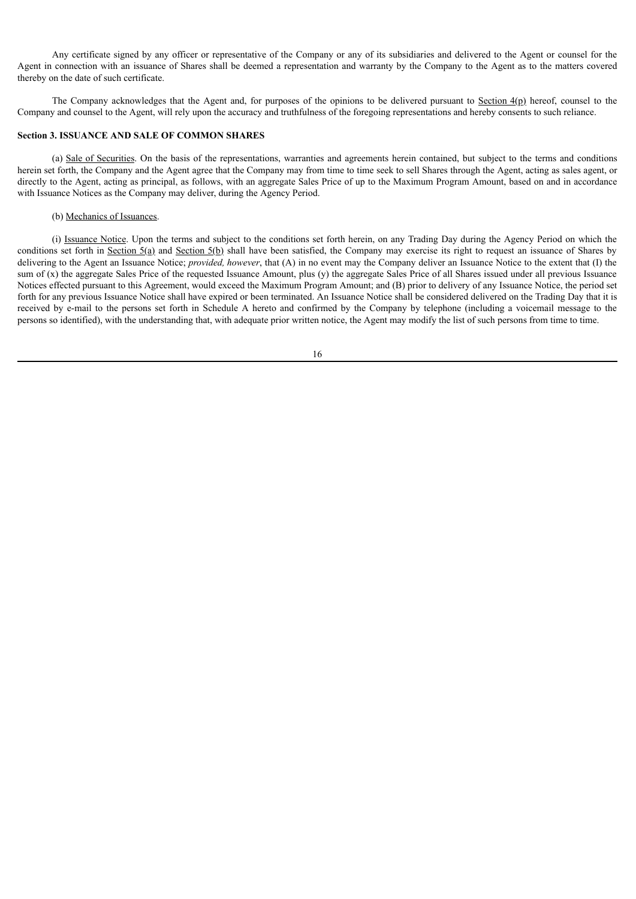Any certificate signed by any officer or representative of the Company or any of its subsidiaries and delivered to the Agent or counsel for the Agent in connection with an issuance of Shares shall be deemed a representation and warranty by the Company to the Agent as to the matters covered thereby on the date of such certificate.

The Company acknowledges that the Agent and, for purposes of the opinions to be delivered pursuant to Section 4(p) hereof, counsel to the Company and counsel to the Agent, will rely upon the accuracy and truthfulness of the foregoing representations and hereby consents to such reliance.

**Section 3. ISSUANCE AND SALE OF COMMON SHARES**

(a) Sale of Securities. On the basis of the representations, warranties and agreements herein contained, but subject to the terms and conditions herein set forth, the Company and the Agent agree that the Company may from time to time seek to sell Shares through the Agent, acting as sales agent, or directly to the Agent, acting as principal, as follows, with an aggregate Sales Price of up to the Maximum Program Amount, based on and in accordance with Issuance Notices as the Company may deliver, during the Agency Period.

(b) Mechanics of Issuances.

(i) Issuance Notice. Upon the terms and subject to the conditions set forth herein, on any Trading Day during the Agency Period on which the conditions set forth in Section 5(a) and Section 5(b) shall have been satisfied, the Company may exercise its right to request an issuance of Shares by delivering to the Agent an Issuance Notice; *provided, however*, that (A) in no event may the Company deliver an Issuance Notice to the extent that (I) the sum of (x) the aggregate Sales Price of the requested Issuance Amount, plus (y) the aggregate Sales Price of all Shares issued under all previous Issuance Notices effected pursuant to this Agreement, would exceed the Maximum Program Amount; and (B) prior to delivery of any Issuance Notice, the period set forth for any previous Issuance Notice shall have expired or been terminated. An Issuance Notice shall be considered delivered on the Trading Day that it is received by e-mail to the persons set forth in Schedule A hereto and confirmed by the Company by telephone (including a voicemail message to the persons so identified), with the understanding that, with adequate prior written notice, the Agent may modify the list of such persons from time to time.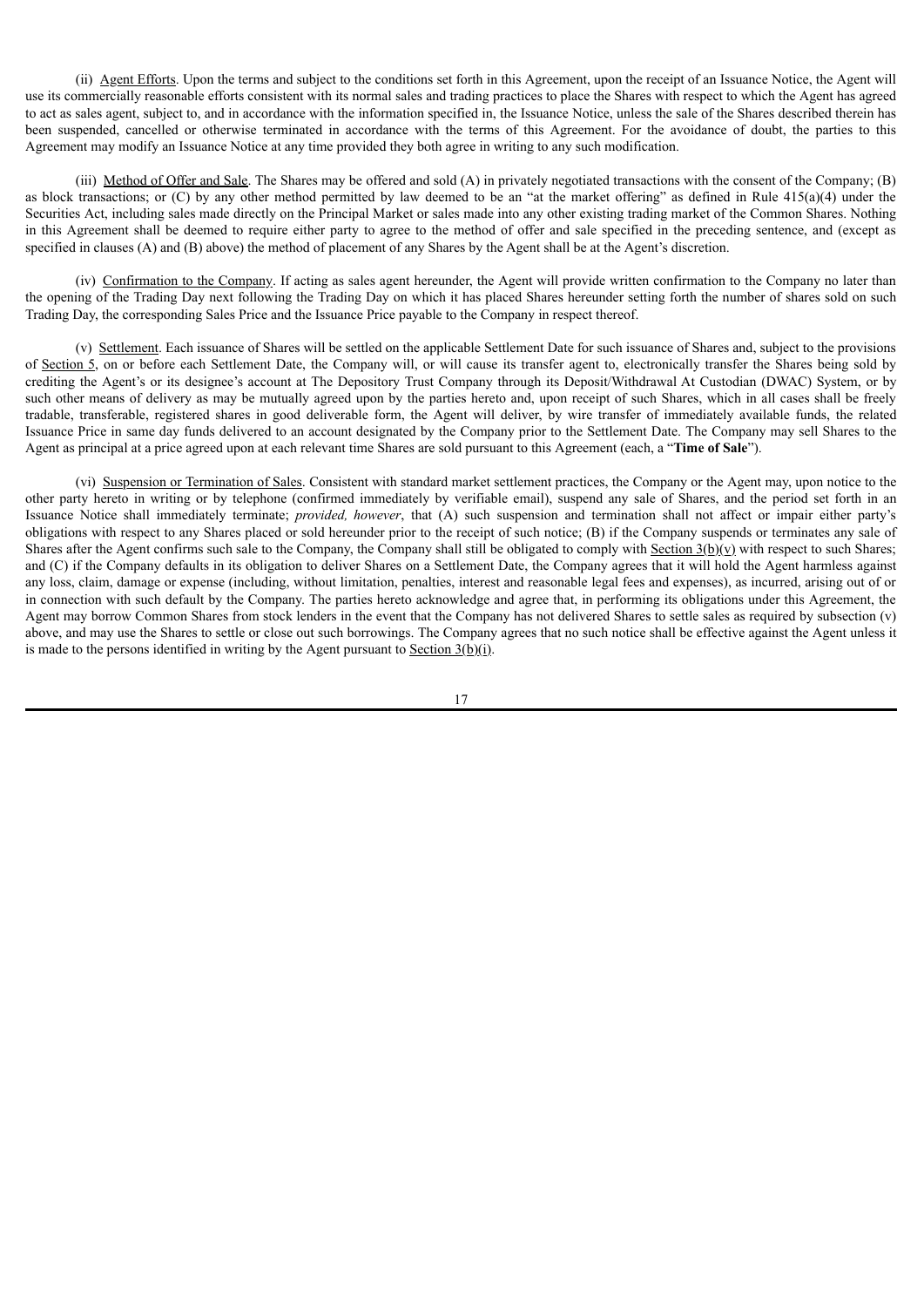(ii) Agent Efforts. Upon the terms and subject to the conditions set forth in this Agreement, upon the receipt of an Issuance Notice, the Agent will use its commercially reasonable efforts consistent with its normal sales and trading practices to place the Shares with respect to which the Agent has agreed to act as sales agent, subject to, and in accordance with the information specified in, the Issuance Notice, unless the sale of the Shares described therein has been suspended, cancelled or otherwise terminated in accordance with the terms of this Agreement. For the avoidance of doubt, the parties to this Agreement may modify an Issuance Notice at any time provided they both agree in writing to any such modification.

(iii) Method of Offer and Sale. The Shares may be offered and sold (A) in privately negotiated transactions with the consent of the Company; (B) as block transactions; or (C) by any other method permitted by law deemed to be an "at the market offering" as defined in Rule 415(a)(4) under the Securities Act, including sales made directly on the Principal Market or sales made into any other existing trading market of the Common Shares. Nothing in this Agreement shall be deemed to require either party to agree to the method of offer and sale specified in the preceding sentence, and (except as specified in clauses (A) and (B) above) the method of placement of any Shares by the Agent shall be at the Agent's discretion.

(iv) Confirmation to the Company. If acting as sales agent hereunder, the Agent will provide written confirmation to the Company no later than the opening of the Trading Day next following the Trading Day on which it has placed Shares hereunder setting forth the number of shares sold on such Trading Day, the corresponding Sales Price and the Issuance Price payable to the Company in respect thereof.

(v) Settlement. Each issuance of Shares will be settled on the applicable Settlement Date for such issuance of Shares and, subject to the provisions of Section 5, on or before each Settlement Date, the Company will, or will cause its transfer agent to, electronically transfer the Shares being sold by crediting the Agent's or its designee's account at The Depository Trust Company through its Deposit/Withdrawal At Custodian (DWAC) System, or by such other means of delivery as may be mutually agreed upon by the parties hereto and, upon receipt of such Shares, which in all cases shall be freely tradable, transferable, registered shares in good deliverable form, the Agent will deliver, by wire transfer of immediately available funds, the related Issuance Price in same day funds delivered to an account designated by the Company prior to the Settlement Date. The Company may sell Shares to the Agent as principal at a price agreed upon at each relevant time Shares are sold pursuant to this Agreement (each, a "**Time of Sale**").

(vi) Suspension or Termination of Sales. Consistent with standard market settlement practices, the Company or the Agent may, upon notice to the other party hereto in writing or by telephone (confirmed immediately by verifiable email), suspend any sale of Shares, and the period set forth in an Issuance Notice shall immediately terminate; *provided, however*, that (A) such suspension and termination shall not affect or impair either party's obligations with respect to any Shares placed or sold hereunder prior to the receipt of such notice; (B) if the Company suspends or terminates any sale of Shares after the Agent confirms such sale to the Company, the Company shall still be obligated to comply with Section 3(b)(v) with respect to such Shares; and (C) if the Company defaults in its obligation to deliver Shares on a Settlement Date, the Company agrees that it will hold the Agent harmless against any loss, claim, damage or expense (including, without limitation, penalties, interest and reasonable legal fees and expenses), as incurred, arising out of or in connection with such default by the Company. The parties hereto acknowledge and agree that, in performing its obligations under this Agreement, the Agent may borrow Common Shares from stock lenders in the event that the Company has not delivered Shares to settle sales as required by subsection (v) above, and may use the Shares to settle or close out such borrowings. The Company agrees that no such notice shall be effective against the Agent unless it is made to the persons identified in writing by the Agent pursuant to Section 3(b)(i).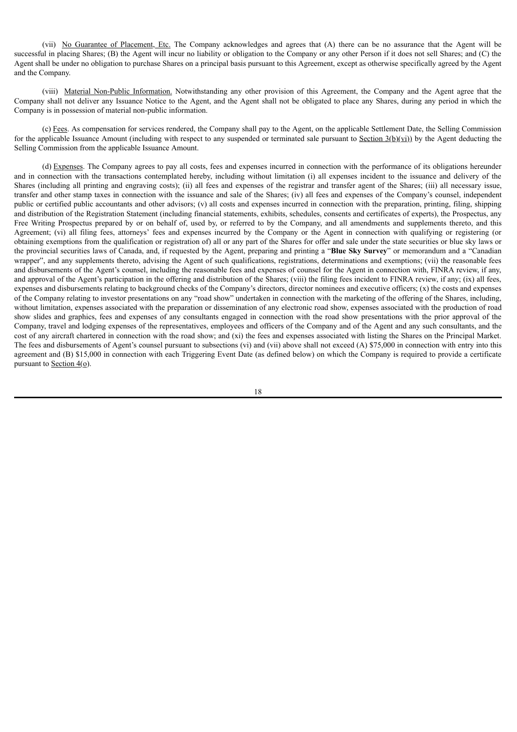(vii) No Guarantee of Placement, Etc. The Company acknowledges and agrees that (A) there can be no assurance that the Agent will be successful in placing Shares; (B) the Agent will incur no liability or obligation to the Company or any other Person if it does not sell Shares; and (C) the Agent shall be under no obligation to purchase Shares on a principal basis pursuant to this Agreement, except as otherwise specifically agreed by the Agent and the Company.

(viii) Material Non-Public Information. Notwithstanding any other provision of this Agreement, the Company and the Agent agree that the Company shall not deliver any Issuance Notice to the Agent, and the Agent shall not be obligated to place any Shares, during any period in which the Company is in possession of material non-public information.

(c) Fees. As compensation for services rendered, the Company shall pay to the Agent, on the applicable Settlement Date, the Selling Commission for the applicable Issuance Amount (including with respect to any suspended or terminated sale pursuant to Section 3(b)(vi)) by the Agent deducting the Selling Commission from the applicable Issuance Amount.

(d) Expenses. The Company agrees to pay all costs, fees and expenses incurred in connection with the performance of its obligations hereunder and in connection with the transactions contemplated hereby, including without limitation (i) all expenses incident to the issuance and delivery of the Shares (including all printing and engraving costs); (ii) all fees and expenses of the registrar and transfer agent of the Shares; (iii) all necessary issue, transfer and other stamp taxes in connection with the issuance and sale of the Shares; (iv) all fees and expenses of the Company's counsel, independent public or certified public accountants and other advisors; (v) all costs and expenses incurred in connection with the preparation, printing, filing, shipping and distribution of the Registration Statement (including financial statements, exhibits, schedules, consents and certificates of experts), the Prospectus, any Free Writing Prospectus prepared by or on behalf of, used by, or referred to by the Company, and all amendments and supplements thereto, and this Agreement; (vi) all filing fees, attorneys' fees and expenses incurred by the Company or the Agent in connection with qualifying or registering (or obtaining exemptions from the qualification or registration of) all or any part of the Shares for offer and sale under the state securities or blue sky laws or the provincial securities laws of Canada, and, if requested by the Agent, preparing and printing a "**Blue Sky Survey**" or memorandum and a "Canadian wrapper", and any supplements thereto, advising the Agent of such qualifications, registrations, determinations and exemptions; (vii) the reasonable fees and disbursements of the Agent's counsel, including the reasonable fees and expenses of counsel for the Agent in connection with, FINRA review, if any, and approval of the Agent's participation in the offering and distribution of the Shares; (viii) the filing fees incident to FINRA review, if any; (ix) all fees, expenses and disbursements relating to background checks of the Company's directors, director nominees and executive officers; (x) the costs and expenses of the Company relating to investor presentations on any "road show" undertaken in connection with the marketing of the offering of the Shares, including, without limitation, expenses associated with the preparation or dissemination of any electronic road show, expenses associated with the production of road show slides and graphics, fees and expenses of any consultants engaged in connection with the road show presentations with the prior approval of the Company, travel and lodging expenses of the representatives, employees and officers of the Company and of the Agent and any such consultants, and the cost of any aircraft chartered in connection with the road show; and (xi) the fees and expenses associated with listing the Shares on the Principal Market. The fees and disbursements of Agent's counsel pursuant to subsections (vi) and (vii) above shall not exceed (A) $75,000 in connection with entry into this agreement and (B) $15,000 in connection with each Triggering Event Date (as defined below) on which the Company is required to provide a certificate pursuant to Section 4(o).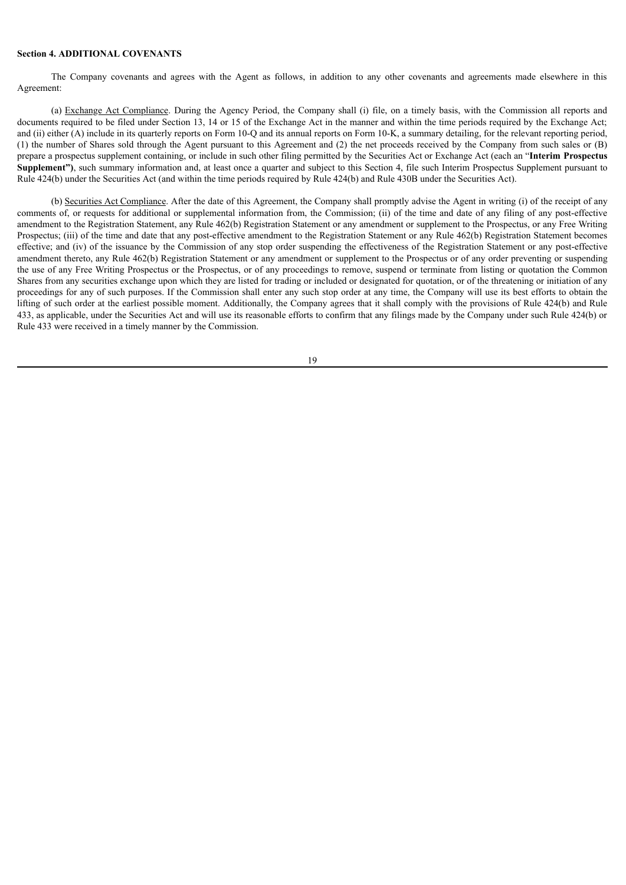**Section 4. ADDITIONAL COVENANTS**

The Company covenants and agrees with the Agent as follows, in addition to any other covenants and agreements made elsewhere in this Agreement:

(a) Exchange Act Compliance. During the Agency Period, the Company shall (i) file, on a timely basis, with the Commission all reports and documents required to be filed under Section 13, 14 or 15 of the Exchange Act in the manner and within the time periods required by the Exchange Act; and (ii) either (A) include in its quarterly reports on Form 10-Q and its annual reports on Form 10-K, a summary detailing, for the relevant reporting period, (1) the number of Shares sold through the Agent pursuant to this Agreement and (2) the net proceeds received by the Company from such sales or (B) prepare a prospectus supplement containing, or include in such other filing permitted by the Securities Act or Exchange Act (each an "**Interim Prospectus Supplement")**, such summary information and, at least once a quarter and subject to this Section 4, file such Interim Prospectus Supplement pursuant to Rule 424(b) under the Securities Act (and within the time periods required by Rule 424(b) and Rule 430B under the Securities Act).

(b) Securities Act Compliance. After the date of this Agreement, the Company shall promptly advise the Agent in writing (i) of the receipt of any comments of, or requests for additional or supplemental information from, the Commission; (ii) of the time and date of any filing of any post-effective amendment to the Registration Statement, any Rule 462(b) Registration Statement or any amendment or supplement to the Prospectus, or any Free Writing Prospectus; (iii) of the time and date that any post-effective amendment to the Registration Statement or any Rule 462(b) Registration Statement becomes effective; and (iv) of the issuance by the Commission of any stop order suspending the effectiveness of the Registration Statement or any post-effective amendment thereto, any Rule 462(b) Registration Statement or any amendment or supplement to the Prospectus or of any order preventing or suspending the use of any Free Writing Prospectus or the Prospectus, or of any proceedings to remove, suspend or terminate from listing or quotation the Common Shares from any securities exchange upon which they are listed for trading or included or designated for quotation, or of the threatening or initiation of any proceedings for any of such purposes. If the Commission shall enter any such stop order at any time, the Company will use its best efforts to obtain the lifting of such order at the earliest possible moment. Additionally, the Company agrees that it shall comply with the provisions of Rule 424(b) and Rule 433, as applicable, under the Securities Act and will use its reasonable efforts to confirm that any filings made by the Company under such Rule 424(b) or Rule 433 were received in a timely manner by the Commission.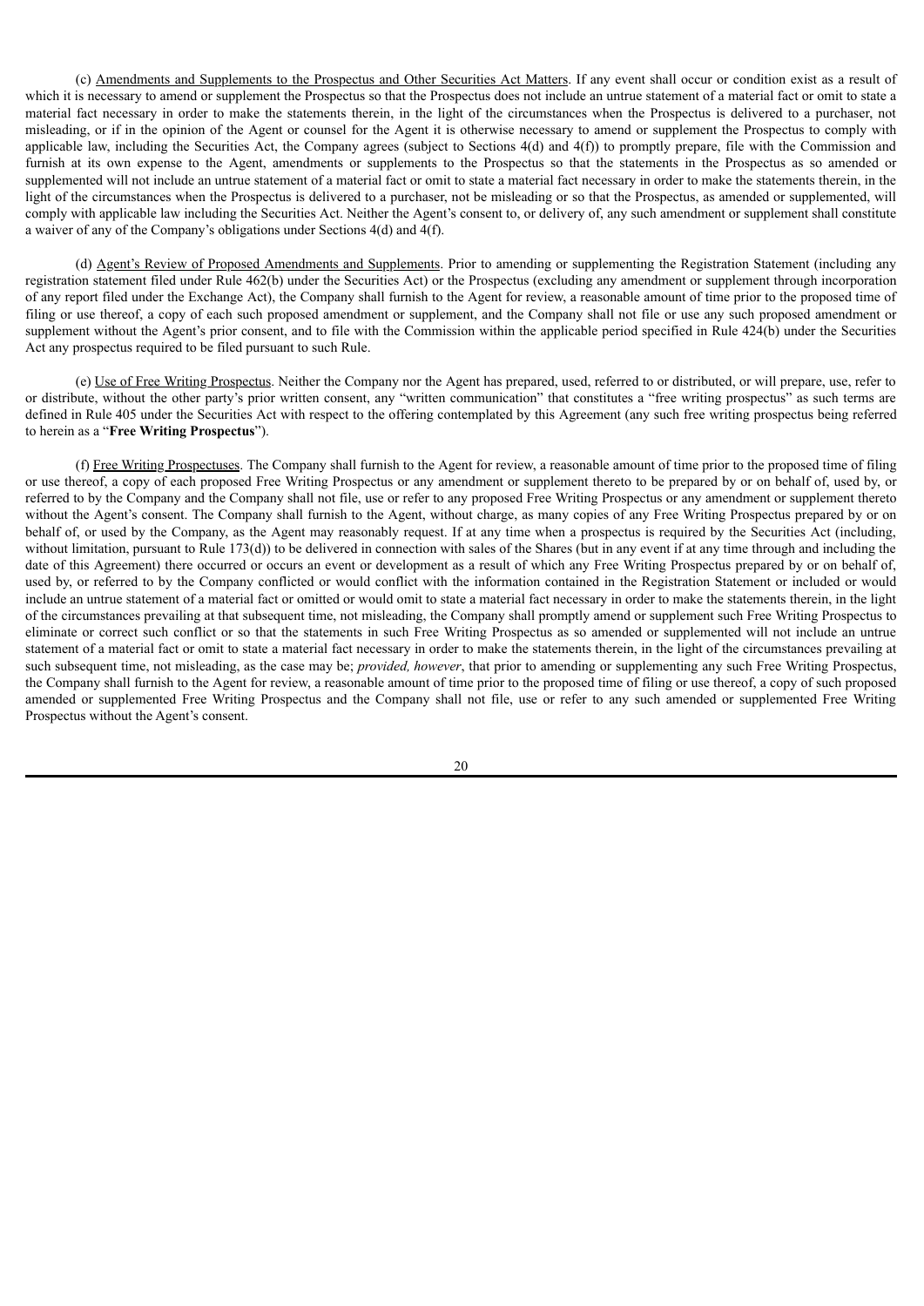(c) Amendments and Supplements to the Prospectus and Other Securities Act Matters. If any event shall occur or condition exist as a result of which it is necessary to amend or supplement the Prospectus so that the Prospectus does not include an untrue statement of a material fact or omit to state a material fact necessary in order to make the statements therein, in the light of the circumstances when the Prospectus is delivered to a purchaser, not misleading, or if in the opinion of the Agent or counsel for the Agent it is otherwise necessary to amend or supplement the Prospectus to comply with applicable law, including the Securities Act, the Company agrees (subject to Sections 4(d) and 4(f)) to promptly prepare, file with the Commission and furnish at its own expense to the Agent, amendments or supplements to the Prospectus so that the statements in the Prospectus as so amended or supplemented will not include an untrue statement of a material fact or omit to state a material fact necessary in order to make the statements therein, in the light of the circumstances when the Prospectus is delivered to a purchaser, not be misleading or so that the Prospectus, as amended or supplemented, will comply with applicable law including the Securities Act. Neither the Agent's consent to, or delivery of, any such amendment or supplement shall constitute a waiver of any of the Company's obligations under Sections 4(d) and 4(f).

(d) Agent's Review of Proposed Amendments and Supplements. Prior to amending or supplementing the Registration Statement (including any registration statement filed under Rule 462(b) under the Securities Act) or the Prospectus (excluding any amendment or supplement through incorporation of any report filed under the Exchange Act), the Company shall furnish to the Agent for review, a reasonable amount of time prior to the proposed time of filing or use thereof, a copy of each such proposed amendment or supplement, and the Company shall not file or use any such proposed amendment or supplement without the Agent's prior consent, and to file with the Commission within the applicable period specified in Rule 424(b) under the Securities Act any prospectus required to be filed pursuant to such Rule.

(e) Use of Free Writing Prospectus. Neither the Company nor the Agent has prepared, used, referred to or distributed, or will prepare, use, refer to or distribute, without the other party's prior written consent, any "written communication" that constitutes a "free writing prospectus" as such terms are defined in Rule 405 under the Securities Act with respect to the offering contemplated by this Agreement (any such free writing prospectus being referred to herein as a "**Free Writing Prospectus**").

(f) Free Writing Prospectuses. The Company shall furnish to the Agent for review, a reasonable amount of time prior to the proposed time of filing or use thereof, a copy of each proposed Free Writing Prospectus or any amendment or supplement thereto to be prepared by or on behalf of, used by, or referred to by the Company and the Company shall not file, use or refer to any proposed Free Writing Prospectus or any amendment or supplement thereto without the Agent's consent. The Company shall furnish to the Agent, without charge, as many copies of any Free Writing Prospectus prepared by or on behalf of, or used by the Company, as the Agent may reasonably request. If at any time when a prospectus is required by the Securities Act (including, without limitation, pursuant to Rule 173(d)) to be delivered in connection with sales of the Shares (but in any event if at any time through and including the date of this Agreement) there occurred or occurs an event or development as a result of which any Free Writing Prospectus prepared by or on behalf of, used by, or referred to by the Company conflicted or would conflict with the information contained in the Registration Statement or included or would include an untrue statement of a material fact or omitted or would omit to state a material fact necessary in order to make the statements therein, in the light of the circumstances prevailing at that subsequent time, not misleading, the Company shall promptly amend or supplement such Free Writing Prospectus to eliminate or correct such conflict or so that the statements in such Free Writing Prospectus as so amended or supplemented will not include an untrue statement of a material fact or omit to state a material fact necessary in order to make the statements therein, in the light of the circumstances prevailing at such subsequent time, not misleading, as the case may be; *provided, however*, that prior to amending or supplementing any such Free Writing Prospectus, the Company shall furnish to the Agent for review, a reasonable amount of time prior to the proposed time of filing or use thereof, a copy of such proposed amended or supplemented Free Writing Prospectus and the Company shall not file, use or refer to any such amended or supplemented Free Writing Prospectus without the Agent's consent.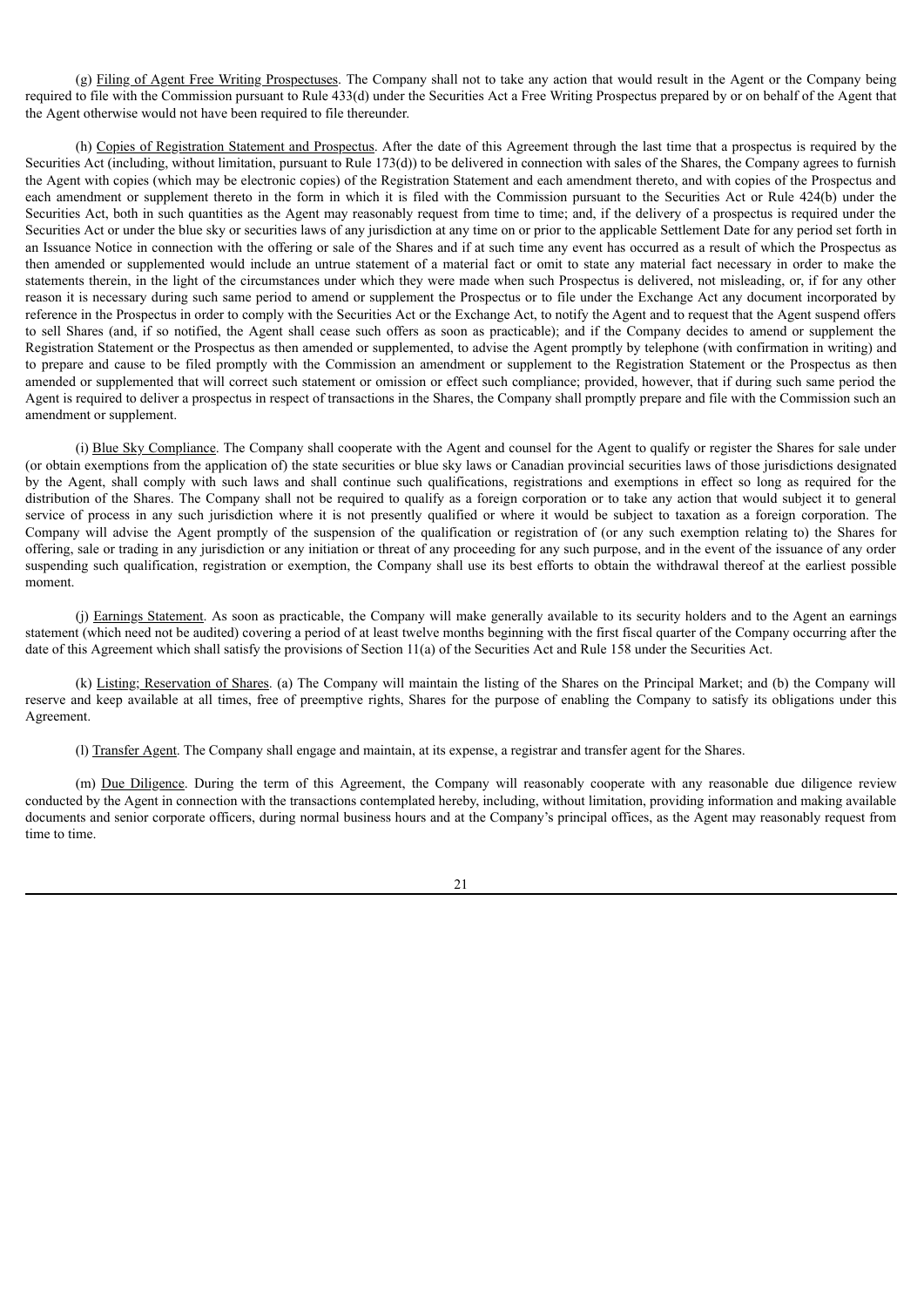(g) Filing of Agent Free Writing Prospectuses. The Company shall not to take any action that would result in the Agent or the Company being required to file with the Commission pursuant to Rule 433(d) under the Securities Act a Free Writing Prospectus prepared by or on behalf of the Agent that the Agent otherwise would not have been required to file thereunder.

(h) Copies of Registration Statement and Prospectus. After the date of this Agreement through the last time that a prospectus is required by the Securities Act (including, without limitation, pursuant to Rule 173(d)) to be delivered in connection with sales of the Shares, the Company agrees to furnish the Agent with copies (which may be electronic copies) of the Registration Statement and each amendment thereto, and with copies of the Prospectus and each amendment or supplement thereto in the form in which it is filed with the Commission pursuant to the Securities Act or Rule 424(b) under the Securities Act, both in such quantities as the Agent may reasonably request from time to time; and, if the delivery of a prospectus is required under the Securities Act or under the blue sky or securities laws of any jurisdiction at any time on or prior to the applicable Settlement Date for any period set forth in an Issuance Notice in connection with the offering or sale of the Shares and if at such time any event has occurred as a result of which the Prospectus as then amended or supplemented would include an untrue statement of a material fact or omit to state any material fact necessary in order to make the statements therein, in the light of the circumstances under which they were made when such Prospectus is delivered, not misleading, or, if for any other reason it is necessary during such same period to amend or supplement the Prospectus or to file under the Exchange Act any document incorporated by reference in the Prospectus in order to comply with the Securities Act or the Exchange Act, to notify the Agent and to request that the Agent suspend offers to sell Shares (and, if so notified, the Agent shall cease such offers as soon as practicable); and if the Company decides to amend or supplement the Registration Statement or the Prospectus as then amended or supplemented, to advise the Agent promptly by telephone (with confirmation in writing) and to prepare and cause to be filed promptly with the Commission an amendment or supplement to the Registration Statement or the Prospectus as then amended or supplemented that will correct such statement or omission or effect such compliance; provided, however, that if during such same period the Agent is required to deliver a prospectus in respect of transactions in the Shares, the Company shall promptly prepare and file with the Commission such an amendment or supplement.

(i) Blue Sky Compliance. The Company shall cooperate with the Agent and counsel for the Agent to qualify or register the Shares for sale under (or obtain exemptions from the application of) the state securities or blue sky laws or Canadian provincial securities laws of those jurisdictions designated by the Agent, shall comply with such laws and shall continue such qualifications, registrations and exemptions in effect so long as required for the distribution of the Shares. The Company shall not be required to qualify as a foreign corporation or to take any action that would subject it to general service of process in any such jurisdiction where it is not presently qualified or where it would be subject to taxation as a foreign corporation. The Company will advise the Agent promptly of the suspension of the qualification or registration of (or any such exemption relating to) the Shares for offering, sale or trading in any jurisdiction or any initiation or threat of any proceeding for any such purpose, and in the event of the issuance of any order suspending such qualification, registration or exemption, the Company shall use its best efforts to obtain the withdrawal thereof at the earliest possible moment.

(j) Earnings Statement. As soon as practicable, the Company will make generally available to its security holders and to the Agent an earnings statement (which need not be audited) covering a period of at least twelve months beginning with the first fiscal quarter of the Company occurring after the date of this Agreement which shall satisfy the provisions of Section 11(a) of the Securities Act and Rule 158 under the Securities Act.

(k) Listing; Reservation of Shares. (a) The Company will maintain the listing of the Shares on the Principal Market; and (b) the Company will reserve and keep available at all times, free of preemptive rights, Shares for the purpose of enabling the Company to satisfy its obligations under this Agreement.

(l) Transfer Agent. The Company shall engage and maintain, at its expense, a registrar and transfer agent for the Shares.

(m) Due Diligence. During the term of this Agreement, the Company will reasonably cooperate with any reasonable due diligence review conducted by the Agent in connection with the transactions contemplated hereby, including, without limitation, providing information and making available documents and senior corporate officers, during normal business hours and at the Company's principal offices, as the Agent may reasonably request from time to time.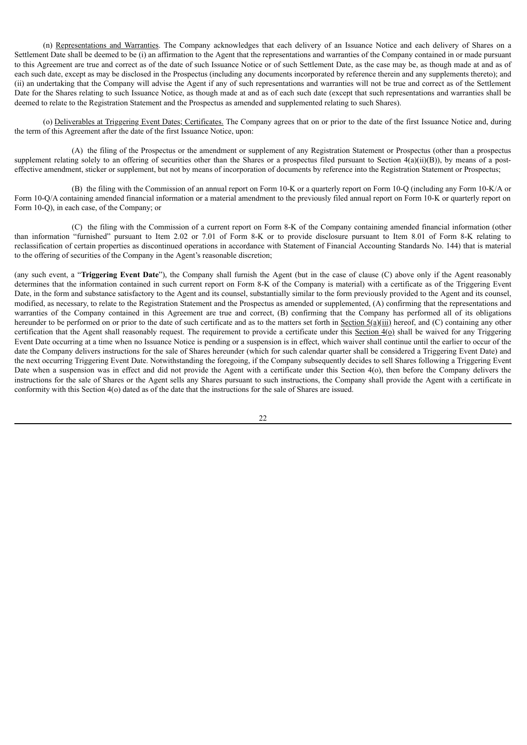(n) Representations and Warranties. The Company acknowledges that each delivery of an Issuance Notice and each delivery of Shares on a Settlement Date shall be deemed to be (i) an affirmation to the Agent that the representations and warranties of the Company contained in or made pursuant to this Agreement are true and correct as of the date of such Issuance Notice or of such Settlement Date, as the case may be, as though made at and as of each such date, except as may be disclosed in the Prospectus (including any documents incorporated by reference therein and any supplements thereto); and (ii) an undertaking that the Company will advise the Agent if any of such representations and warranties will not be true and correct as of the Settlement Date for the Shares relating to such Issuance Notice, as though made at and as of each such date (except that such representations and warranties shall be deemed to relate to the Registration Statement and the Prospectus as amended and supplemented relating to such Shares).

(o) Deliverables at Triggering Event Dates; Certificates. The Company agrees that on or prior to the date of the first Issuance Notice and, during the term of this Agreement after the date of the first Issuance Notice, upon:

(A) the filing of the Prospectus or the amendment or supplement of any Registration Statement or Prospectus (other than a prospectus supplement relating solely to an offering of securities other than the Shares or a prospectus filed pursuant to Section 4(a)(ii)(B)), by means of a post-effective amendment, sticker or supplement, but not by means of incorporation of documents by reference into the Registration Statement or Prospectus;

(B) the filing with the Commission of an annual report on Form 10-K or a quarterly report on Form 10-Q (including any Form 10-K/A or Form 10-Q/A containing amended financial information or a material amendment to the previously filed annual report on Form 10-K or quarterly report on Form 10-Q), in each case, of the Company; or

(C) the filing with the Commission of a current report on Form 8-K of the Company containing amended financial information (other than information "furnished" pursuant to Item 2.02 or 7.01 of Form 8-K or to provide disclosure pursuant to Item 8.01 of Form 8-K relating to reclassification of certain properties as discontinued operations in accordance with Statement of Financial Accounting Standards No. 144) that is material to the offering of securities of the Company in the Agent's reasonable discretion;

(any such event, a "**Triggering Event Date**"), the Company shall furnish the Agent (but in the case of clause (C) above only if the Agent reasonably determines that the information contained in such current report on Form 8-K of the Company is material) with a certificate as of the Triggering Event Date, in the form and substance satisfactory to the Agent and its counsel, substantially similar to the form previously provided to the Agent and its counsel, modified, as necessary, to relate to the Registration Statement and the Prospectus as amended or supplemented, (A) confirming that the representations and warranties of the Company contained in this Agreement are true and correct, (B) confirming that the Company has performed all of its obligations hereunder to be performed on or prior to the date of such certificate and as to the matters set forth in Section 5(a)(iii) hereof, and (C) containing any other certification that the Agent shall reasonably request. The requirement to provide a certificate under this Section 4(o) shall be waived for any Triggering Event Date occurring at a time when no Issuance Notice is pending or a suspension is in effect, which waiver shall continue until the earlier to occur of the date the Company delivers instructions for the sale of Shares hereunder (which for such calendar quarter shall be considered a Triggering Event Date) and the next occurring Triggering Event Date. Notwithstanding the foregoing, if the Company subsequently decides to sell Shares following a Triggering Event Date when a suspension was in effect and did not provide the Agent with a certificate under this Section 4(o), then before the Company delivers the instructions for the sale of Shares or the Agent sells any Shares pursuant to such instructions, the Company shall provide the Agent with a certificate in conformity with this Section 4(o) dated as of the date that the instructions for the sale of Shares are issued.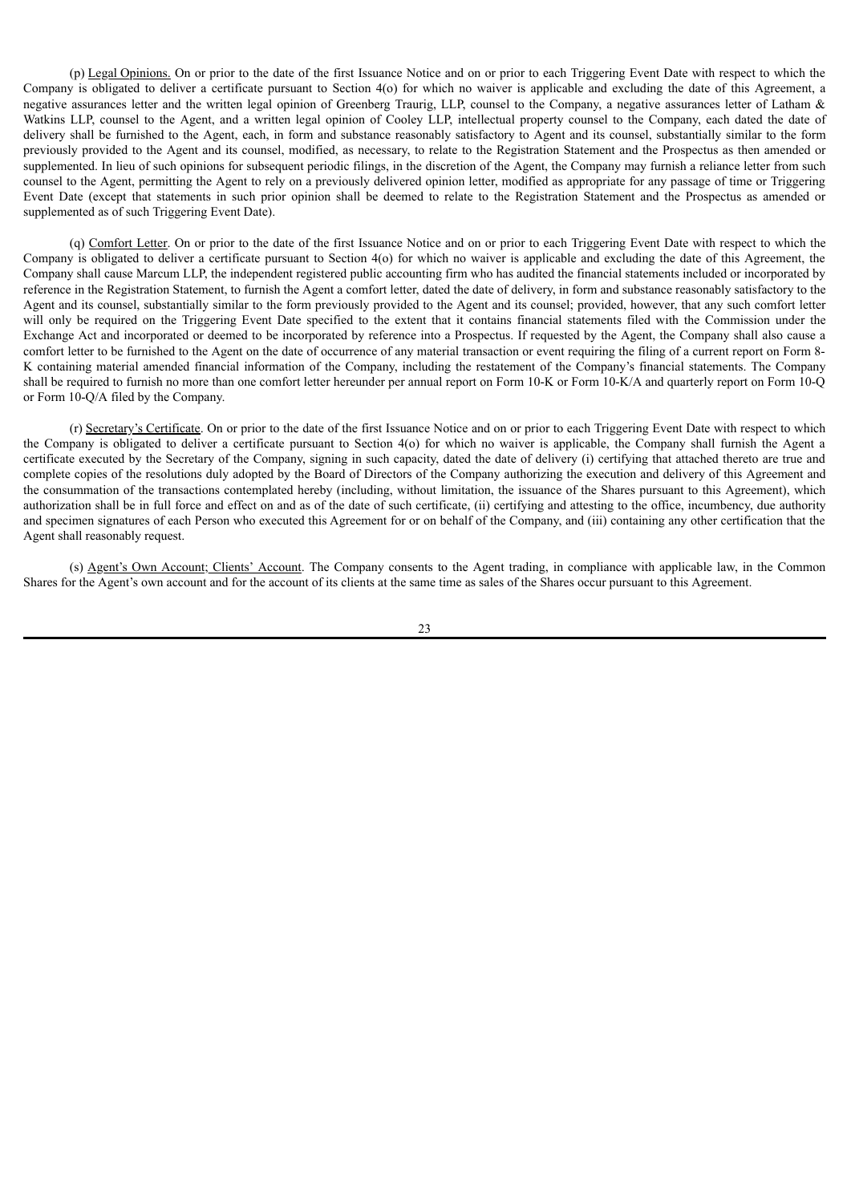(p) Legal Opinions. On or prior to the date of the first Issuance Notice and on or prior to each Triggering Event Date with respect to which the Company is obligated to deliver a certificate pursuant to Section 4(o) for which no waiver is applicable and excluding the date of this Agreement, a negative assurances letter and the written legal opinion of Greenberg Traurig, LLP, counsel to the Company, a negative assurances letter of Latham & Watkins LLP, counsel to the Agent, and a written legal opinion of Cooley LLP, intellectual property counsel to the Company, each dated the date of delivery shall be furnished to the Agent, each, in form and substance reasonably satisfactory to Agent and its counsel, substantially similar to the form previously provided to the Agent and its counsel, modified, as necessary, to relate to the Registration Statement and the Prospectus as then amended or supplemented. In lieu of such opinions for subsequent periodic filings, in the discretion of the Agent, the Company may furnish a reliance letter from such counsel to the Agent, permitting the Agent to rely on a previously delivered opinion letter, modified as appropriate for any passage of time or Triggering Event Date (except that statements in such prior opinion shall be deemed to relate to the Registration Statement and the Prospectus as amended or supplemented as of such Triggering Event Date).

(q) Comfort Letter. On or prior to the date of the first Issuance Notice and on or prior to each Triggering Event Date with respect to which the Company is obligated to deliver a certificate pursuant to Section 4(o) for which no waiver is applicable and excluding the date of this Agreement, the Company shall cause Marcum LLP, the independent registered public accounting firm who has audited the financial statements included or incorporated by reference in the Registration Statement, to furnish the Agent a comfort letter, dated the date of delivery, in form and substance reasonably satisfactory to the Agent and its counsel, substantially similar to the form previously provided to the Agent and its counsel; provided, however, that any such comfort letter will only be required on the Triggering Event Date specified to the extent that it contains financial statements filed with the Commission under the Exchange Act and incorporated or deemed to be incorporated by reference into a Prospectus. If requested by the Agent, the Company shall also cause a comfort letter to be furnished to the Agent on the date of occurrence of any material transaction or event requiring the filing of a current report on Form 8-K containing material amended financial information of the Company, including the restatement of the Company's financial statements. The Company shall be required to furnish no more than one comfort letter hereunder per annual report on Form 10-K or Form 10-K/A and quarterly report on Form 10-Q or Form 10-Q/A filed by the Company.

(r) Secretary's Certificate. On or prior to the date of the first Issuance Notice and on or prior to each Triggering Event Date with respect to which the Company is obligated to deliver a certificate pursuant to Section 4(o) for which no waiver is applicable, the Company shall furnish the Agent a certificate executed by the Secretary of the Company, signing in such capacity, dated the date of delivery (i) certifying that attached thereto are true and complete copies of the resolutions duly adopted by the Board of Directors of the Company authorizing the execution and delivery of this Agreement and the consummation of the transactions contemplated hereby (including, without limitation, the issuance of the Shares pursuant to this Agreement), which authorization shall be in full force and effect on and as of the date of such certificate, (ii) certifying and attesting to the office, incumbency, due authority and specimen signatures of each Person who executed this Agreement for or on behalf of the Company, and (iii) containing any other certification that the Agent shall reasonably request.

(s) Agent's Own Account; Clients' Account. The Company consents to the Agent trading, in compliance with applicable law, in the Common Shares for the Agent's own account and for the account of its clients at the same time as sales of the Shares occur pursuant to this Agreement.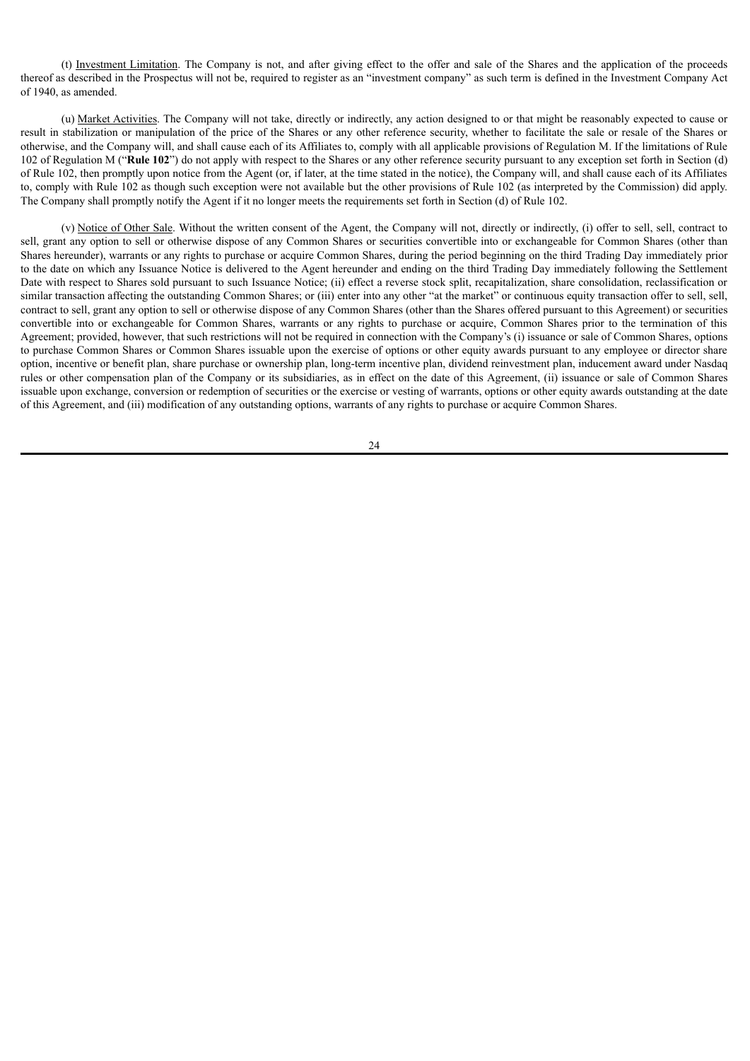(t) Investment Limitation. The Company is not, and after giving effect to the offer and sale of the Shares and the application of the proceeds thereof as described in the Prospectus will not be, required to register as an "investment company" as such term is defined in the Investment Company Act of 1940, as amended.

(u) Market Activities. The Company will not take, directly or indirectly, any action designed to or that might be reasonably expected to cause or result in stabilization or manipulation of the price of the Shares or any other reference security, whether to facilitate the sale or resale of the Shares or otherwise, and the Company will, and shall cause each of its Affiliates to, comply with all applicable provisions of Regulation M. If the limitations of Rule 102 of Regulation M ("**Rule 102**") do not apply with respect to the Shares or any other reference security pursuant to any exception set forth in Section (d) of Rule 102, then promptly upon notice from the Agent (or, if later, at the time stated in the notice), the Company will, and shall cause each of its Affiliates to, comply with Rule 102 as though such exception were not available but the other provisions of Rule 102 (as interpreted by the Commission) did apply. The Company shall promptly notify the Agent if it no longer meets the requirements set forth in Section (d) of Rule 102.

(v) Notice of Other Sale. Without the written consent of the Agent, the Company will not, directly or indirectly, (i) offer to sell, sell, contract to sell, grant any option to sell or otherwise dispose of any Common Shares or securities convertible into or exchangeable for Common Shares (other than Shares hereunder), warrants or any rights to purchase or acquire Common Shares, during the period beginning on the third Trading Day immediately prior to the date on which any Issuance Notice is delivered to the Agent hereunder and ending on the third Trading Day immediately following the Settlement Date with respect to Shares sold pursuant to such Issuance Notice; (ii) effect a reverse stock split, recapitalization, share consolidation, reclassification or similar transaction affecting the outstanding Common Shares; or (iii) enter into any other "at the market" or continuous equity transaction offer to sell, sell, contract to sell, grant any option to sell or otherwise dispose of any Common Shares (other than the Shares offered pursuant to this Agreement) or securities convertible into or exchangeable for Common Shares, warrants or any rights to purchase or acquire, Common Shares prior to the termination of this Agreement; provided, however, that such restrictions will not be required in connection with the Company's (i) issuance or sale of Common Shares, options to purchase Common Shares or Common Shares issuable upon the exercise of options or other equity awards pursuant to any employee or director share option, incentive or benefit plan, share purchase or ownership plan, long-term incentive plan, dividend reinvestment plan, inducement award under Nasdaq rules or other compensation plan of the Company or its subsidiaries, as in effect on the date of this Agreement, (ii) issuance or sale of Common Shares issuable upon exchange, conversion or redemption of securities or the exercise or vesting of warrants, options or other equity awards outstanding at the date of this Agreement, and (iii) modification of any outstanding options, warrants of any rights to purchase or acquire Common Shares.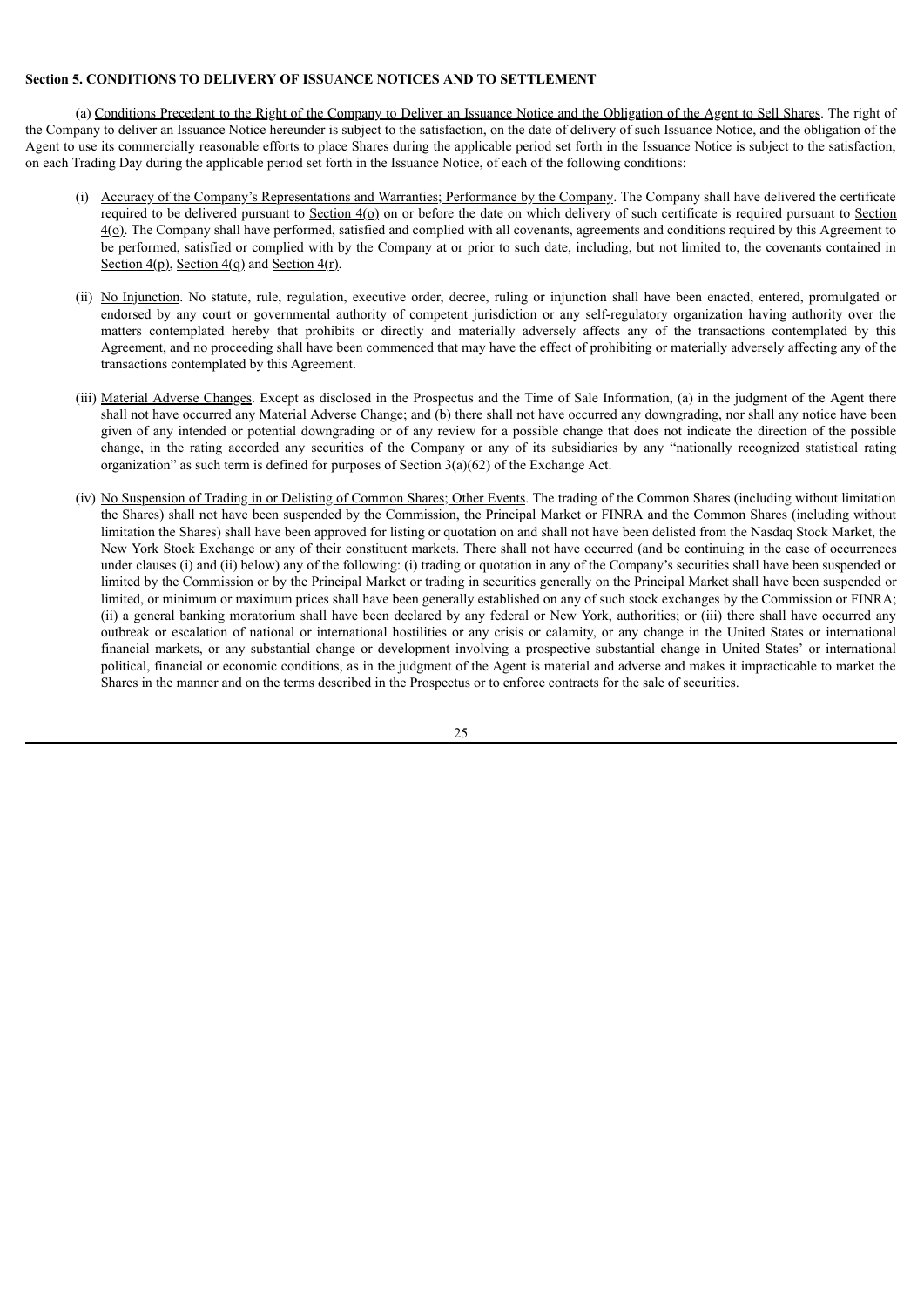**Section 5. CONDITIONS TO DELIVERY OF ISSUANCE NOTICES AND TO SETTLEMENT**

(a) Conditions Precedent to the Right of the Company to Deliver an Issuance Notice and the Obligation of the Agent to Sell Shares. The right of the Company to deliver an Issuance Notice hereunder is subject to the satisfaction, on the date of delivery of such Issuance Notice, and the obligation of the Agent to use its commercially reasonable efforts to place Shares during the applicable period set forth in the Issuance Notice is subject to the satisfaction, on each Trading Day during the applicable period set forth in the Issuance Notice, of each of the following conditions:

(i) Accuracy of the Company's Representations and Warranties; Performance by the Company. The Company shall have delivered the certificate required to be delivered pursuant to Section 4(o) on or before the date on which delivery of such certificate is required pursuant to Section 4(o). The Company shall have performed, satisfied and complied with all covenants, agreements and conditions required by this Agreement to be performed, satisfied or complied with by the Company at or prior to such date, including, but not limited to, the covenants contained in Section 4(p), Section 4(q) and Section 4(r).

(ii) No Injunction. No statute, rule, regulation, executive order, decree, ruling or injunction shall have been enacted, entered, promulgated or endorsed by any court or governmental authority of competent jurisdiction or any self-regulatory organization having authority over the matters contemplated hereby that prohibits or directly and materially adversely affects any of the transactions contemplated by this Agreement, and no proceeding shall have been commenced that may have the effect of prohibiting or materially adversely affecting any of the transactions contemplated by this Agreement.

(iii) Material Adverse Changes. Except as disclosed in the Prospectus and the Time of Sale Information, (a) in the judgment of the Agent there shall not have occurred any Material Adverse Change; and (b) there shall not have occurred any downgrading, nor shall any notice have been given of any intended or potential downgrading or of any review for a possible change that does not indicate the direction of the possible change, in the rating accorded any securities of the Company or any of its subsidiaries by any "nationally recognized statistical rating organization" as such term is defined for purposes of Section 3(a)(62) of the Exchange Act.

(iv) No Suspension of Trading in or Delisting of Common Shares; Other Events. The trading of the Common Shares (including without limitation the Shares) shall not have been suspended by the Commission, the Principal Market or FINRA and the Common Shares (including without limitation the Shares) shall have been approved for listing or quotation on and shall not have been delisted from the Nasdaq Stock Market, the New York Stock Exchange or any of their constituent markets. There shall not have occurred (and be continuing in the case of occurrences under clauses (i) and (ii) below) any of the following: (i) trading or quotation in any of the Company's securities shall have been suspended or limited by the Commission or by the Principal Market or trading in securities generally on the Principal Market shall have been suspended or limited, or minimum or maximum prices shall have been generally established on any of such stock exchanges by the Commission or FINRA; (ii) a general banking moratorium shall have been declared by any federal or New York, authorities; or (iii) there shall have occurred any outbreak or escalation of national or international hostilities or any crisis or calamity, or any change in the United States or international financial markets, or any substantial change or development involving a prospective substantial change in United States' or international political, financial or economic conditions, as in the judgment of the Agent is material and adverse and makes it impracticable to market the Shares in the manner and on the terms described in the Prospectus or to enforce contracts for the sale of securities.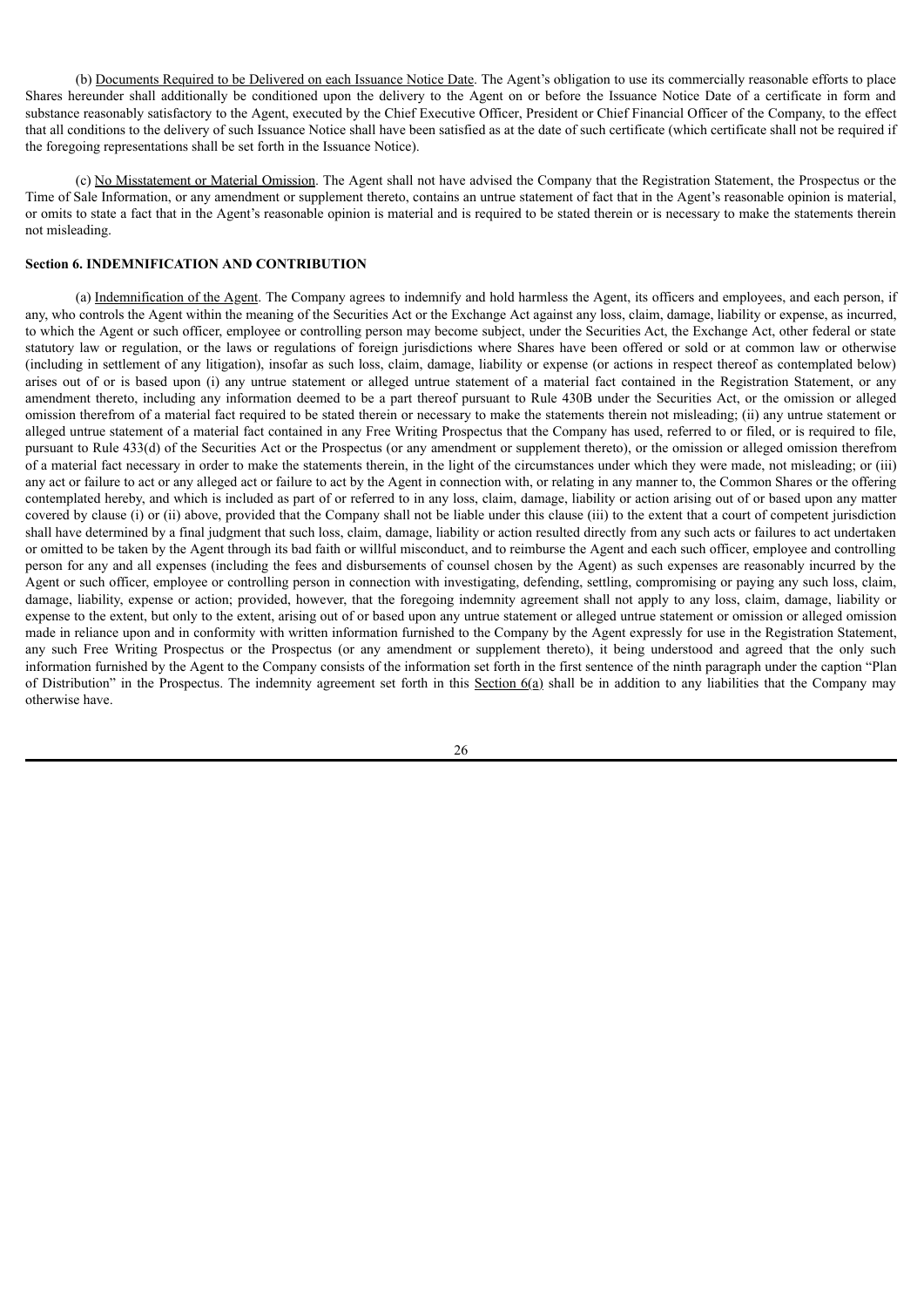(b) Documents Required to be Delivered on each Issuance Notice Date. The Agent's obligation to use its commercially reasonable efforts to place Shares hereunder shall additionally be conditioned upon the delivery to the Agent on or before the Issuance Notice Date of a certificate in form and substance reasonably satisfactory to the Agent, executed by the Chief Executive Officer, President or Chief Financial Officer of the Company, to the effect that all conditions to the delivery of such Issuance Notice shall have been satisfied as at the date of such certificate (which certificate shall not be required if the foregoing representations shall be set forth in the Issuance Notice).

(c) No Misstatement or Material Omission. The Agent shall not have advised the Company that the Registration Statement, the Prospectus or the Time of Sale Information, or any amendment or supplement thereto, contains an untrue statement of fact that in the Agent's reasonable opinion is material, or omits to state a fact that in the Agent's reasonable opinion is material and is required to be stated therein or is necessary to make the statements therein not misleading.

**Section 6. INDEMNIFICATION AND CONTRIBUTION**

(a) Indemnification of the Agent. The Company agrees to indemnify and hold harmless the Agent, its officers and employees, and each person, if any, who controls the Agent within the meaning of the Securities Act or the Exchange Act against any loss, claim, damage, liability or expense, as incurred, to which the Agent or such officer, employee or controlling person may become subject, under the Securities Act, the Exchange Act, other federal or state statutory law or regulation, or the laws or regulations of foreign jurisdictions where Shares have been offered or sold or at common law or otherwise (including in settlement of any litigation), insofar as such loss, claim, damage, liability or expense (or actions in respect thereof as contemplated below) arises out of or is based upon (i) any untrue statement or alleged untrue statement of a material fact contained in the Registration Statement, or any amendment thereto, including any information deemed to be a part thereof pursuant to Rule 430B under the Securities Act, or the omission or alleged omission therefrom of a material fact required to be stated therein or necessary to make the statements therein not misleading; (ii) any untrue statement or alleged untrue statement of a material fact contained in any Free Writing Prospectus that the Company has used, referred to or filed, or is required to file, pursuant to Rule 433(d) of the Securities Act or the Prospectus (or any amendment or supplement thereto), or the omission or alleged omission therefrom of a material fact necessary in order to make the statements therein, in the light of the circumstances under which they were made, not misleading; or (iii) any act or failure to act or any alleged act or failure to act by the Agent in connection with, or relating in any manner to, the Common Shares or the offering contemplated hereby, and which is included as part of or referred to in any loss, claim, damage, liability or action arising out of or based upon any matter covered by clause (i) or (ii) above, provided that the Company shall not be liable under this clause (iii) to the extent that a court of competent jurisdiction shall have determined by a final judgment that such loss, claim, damage, liability or action resulted directly from any such acts or failures to act undertaken or omitted to be taken by the Agent through its bad faith or willful misconduct, and to reimburse the Agent and each such officer, employee and controlling person for any and all expenses (including the fees and disbursements of counsel chosen by the Agent) as such expenses are reasonably incurred by the Agent or such officer, employee or controlling person in connection with investigating, defending, settling, compromising or paying any such loss, claim, damage, liability, expense or action; provided, however, that the foregoing indemnity agreement shall not apply to any loss, claim, damage, liability or expense to the extent, but only to the extent, arising out of or based upon any untrue statement or alleged untrue statement or omission or alleged omission made in reliance upon and in conformity with written information furnished to the Company by the Agent expressly for use in the Registration Statement, any such Free Writing Prospectus or the Prospectus (or any amendment or supplement thereto), it being understood and agreed that the only such information furnished by the Agent to the Company consists of the information set forth in the first sentence of the ninth paragraph under the caption "Plan of Distribution" in the Prospectus. The indemnity agreement set forth in this Section 6(a) shall be in addition to any liabilities that the Company may otherwise have.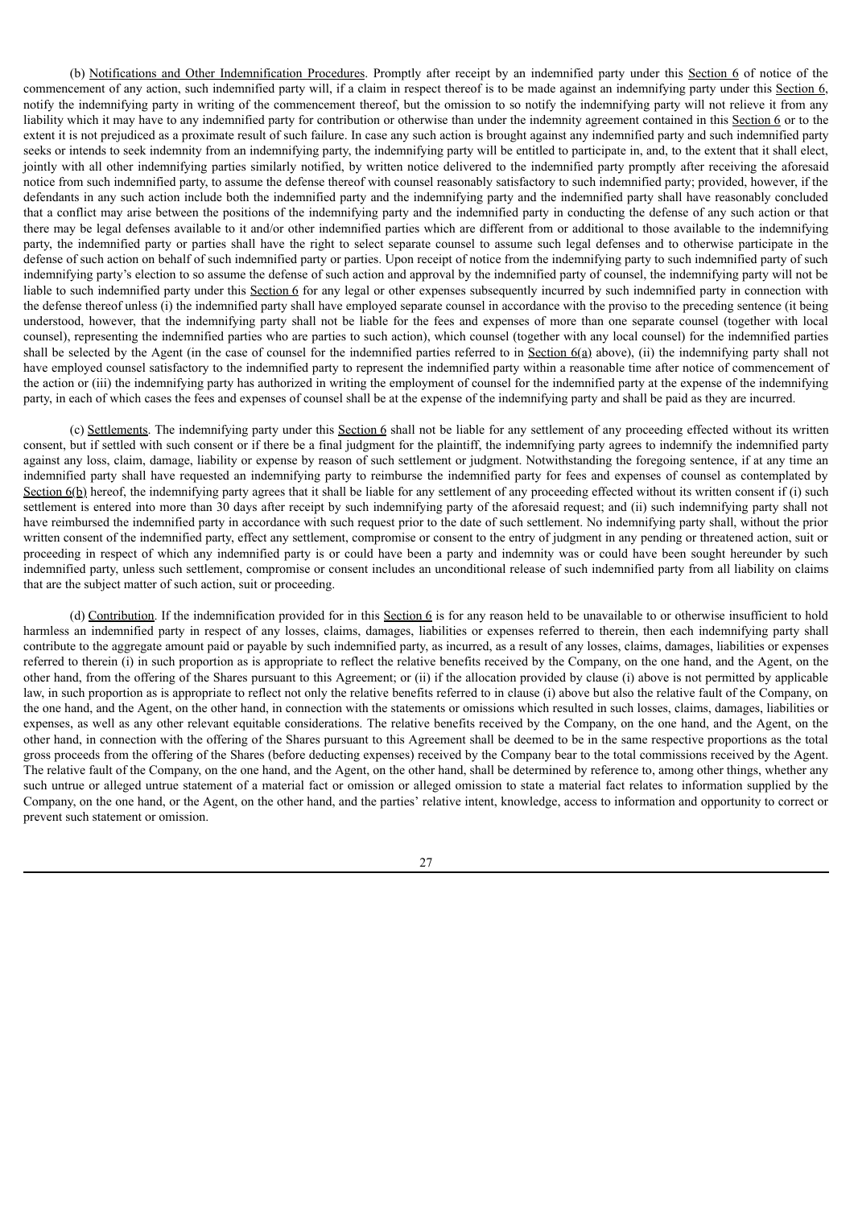(b) Notifications and Other Indemnification Procedures. Promptly after receipt by an indemnified party under this Section 6 of notice of the commencement of any action, such indemnified party will, if a claim in respect thereof is to be made against an indemnifying party under this Section 6, notify the indemnifying party in writing of the commencement thereof, but the omission to so notify the indemnifying party will not relieve it from any liability which it may have to any indemnified party for contribution or otherwise than under the indemnity agreement contained in this Section 6 or to the extent it is not prejudiced as a proximate result of such failure. In case any such action is brought against any indemnified party and such indemnified party seeks or intends to seek indemnity from an indemnifying party, the indemnifying party will be entitled to participate in, and, to the extent that it shall elect, jointly with all other indemnifying parties similarly notified, by written notice delivered to the indemnified party promptly after receiving the aforesaid notice from such indemnified party, to assume the defense thereof with counsel reasonably satisfactory to such indemnified party; provided, however, if the defendants in any such action include both the indemnified party and the indemnifying party and the indemnified party shall have reasonably concluded that a conflict may arise between the positions of the indemnifying party and the indemnified party in conducting the defense of any such action or that there may be legal defenses available to it and/or other indemnified parties which are different from or additional to those available to the indemnifying party, the indemnified party or parties shall have the right to select separate counsel to assume such legal defenses and to otherwise participate in the defense of such action on behalf of such indemnified party or parties. Upon receipt of notice from the indemnifying party to such indemnified party of such indemnifying party's election to so assume the defense of such action and approval by the indemnified party of counsel, the indemnifying party will not be liable to such indemnified party under this Section 6 for any legal or other expenses subsequently incurred by such indemnified party in connection with the defense thereof unless (i) the indemnified party shall have employed separate counsel in accordance with the proviso to the preceding sentence (it being understood, however, that the indemnifying party shall not be liable for the fees and expenses of more than one separate counsel (together with local counsel), representing the indemnified parties who are parties to such action), which counsel (together with any local counsel) for the indemnified parties shall be selected by the Agent (in the case of counsel for the indemnified parties referred to in Section 6(a) above), (ii) the indemnifying party shall not have employed counsel satisfactory to the indemnified party to represent the indemnified party within a reasonable time after notice of commencement of the action or (iii) the indemnifying party has authorized in writing the employment of counsel for the indemnified party at the expense of the indemnifying party, in each of which cases the fees and expenses of counsel shall be at the expense of the indemnifying party and shall be paid as they are incurred.

(c) Settlements. The indemnifying party under this Section 6 shall not be liable for any settlement of any proceeding effected without its written consent, but if settled with such consent or if there be a final judgment for the plaintiff, the indemnifying party agrees to indemnify the indemnified party against any loss, claim, damage, liability or expense by reason of such settlement or judgment. Notwithstanding the foregoing sentence, if at any time an indemnified party shall have requested an indemnifying party to reimburse the indemnified party for fees and expenses of counsel as contemplated by Section 6(b) hereof, the indemnifying party agrees that it shall be liable for any settlement of any proceeding effected without its written consent if (i) such settlement is entered into more than 30 days after receipt by such indemnifying party of the aforesaid request; and (ii) such indemnifying party shall not have reimbursed the indemnified party in accordance with such request prior to the date of such settlement. No indemnifying party shall, without the prior written consent of the indemnified party, effect any settlement, compromise or consent to the entry of judgment in any pending or threatened action, suit or proceeding in respect of which any indemnified party is or could have been a party and indemnity was or could have been sought hereunder by such indemnified party, unless such settlement, compromise or consent includes an unconditional release of such indemnified party from all liability on claims that are the subject matter of such action, suit or proceeding.

(d) Contribution. If the indemnification provided for in this Section 6 is for any reason held to be unavailable to or otherwise insufficient to hold harmless an indemnified party in respect of any losses, claims, damages, liabilities or expenses referred to therein, then each indemnifying party shall contribute to the aggregate amount paid or payable by such indemnified party, as incurred, as a result of any losses, claims, damages, liabilities or expenses referred to therein (i) in such proportion as is appropriate to reflect the relative benefits received by the Company, on the one hand, and the Agent, on the other hand, from the offering of the Shares pursuant to this Agreement; or (ii) if the allocation provided by clause (i) above is not permitted by applicable law, in such proportion as is appropriate to reflect not only the relative benefits referred to in clause (i) above but also the relative fault of the Company, on the one hand, and the Agent, on the other hand, in connection with the statements or omissions which resulted in such losses, claims, damages, liabilities or expenses, as well as any other relevant equitable considerations. The relative benefits received by the Company, on the one hand, and the Agent, on the other hand, in connection with the offering of the Shares pursuant to this Agreement shall be deemed to be in the same respective proportions as the total gross proceeds from the offering of the Shares (before deducting expenses) received by the Company bear to the total commissions received by the Agent. The relative fault of the Company, on the one hand, and the Agent, on the other hand, shall be determined by reference to, among other things, whether any such untrue or alleged untrue statement of a material fact or omission or alleged omission to state a material fact relates to information supplied by the Company, on the one hand, or the Agent, on the other hand, and the parties' relative intent, knowledge, access to information and opportunity to correct or prevent such statement or omission.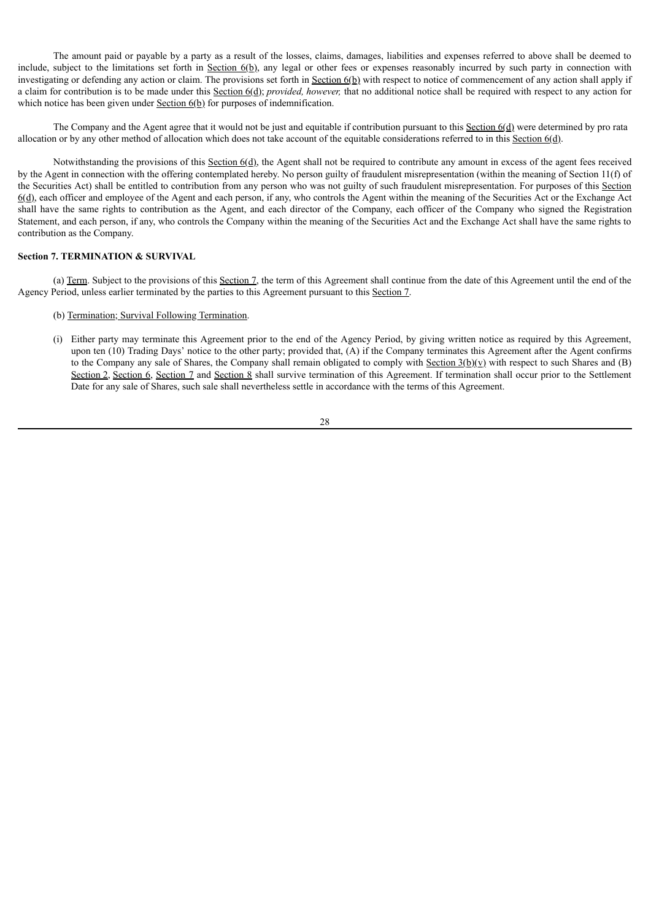The amount paid or payable by a party as a result of the losses, claims, damages, liabilities and expenses referred to above shall be deemed to include, subject to the limitations set forth in Section 6(b), any legal or other fees or expenses reasonably incurred by such party in connection with investigating or defending any action or claim. The provisions set forth in Section 6(b) with respect to notice of commencement of any action shall apply if a claim for contribution is to be made under this Section 6(d); *provided, however,* that no additional notice shall be required with respect to any action for which notice has been given under Section 6(b) for purposes of indemnification.

The Company and the Agent agree that it would not be just and equitable if contribution pursuant to this Section 6(d) were determined by pro rata allocation or by any other method of allocation which does not take account of the equitable considerations referred to in this Section 6(d).

Notwithstanding the provisions of this Section 6(d), the Agent shall not be required to contribute any amount in excess of the agent fees received by the Agent in connection with the offering contemplated hereby. No person guilty of fraudulent misrepresentation (within the meaning of Section 11(f) of the Securities Act) shall be entitled to contribution from any person who was not guilty of such fraudulent misrepresentation. For purposes of this Section 6(d), each officer and employee of the Agent and each person, if any, who controls the Agent within the meaning of the Securities Act or the Exchange Act shall have the same rights to contribution as the Agent, and each director of the Company, each officer of the Company who signed the Registration Statement, and each person, if any, who controls the Company within the meaning of the Securities Act and the Exchange Act shall have the same rights to contribution as the Company.

**Section 7. TERMINATION & SURVIVAL**

(a) Term. Subject to the provisions of this Section 7, the term of this Agreement shall continue from the date of this Agreement until the end of the Agency Period, unless earlier terminated by the parties to this Agreement pursuant to this Section 7.

(b) Termination; Survival Following Termination.

(i) Either party may terminate this Agreement prior to the end of the Agency Period, by giving written notice as required by this Agreement, upon ten (10) Trading Days' notice to the other party; provided that, (A) if the Company terminates this Agreement after the Agent confirms to the Company any sale of Shares, the Company shall remain obligated to comply with Section 3(b)(v) with respect to such Shares and (B) Section 2, Section 6, Section 7 and Section 8 shall survive termination of this Agreement. If termination shall occur prior to the Settlement Date for any sale of Shares, such sale shall nevertheless settle in accordance with the terms of this Agreement.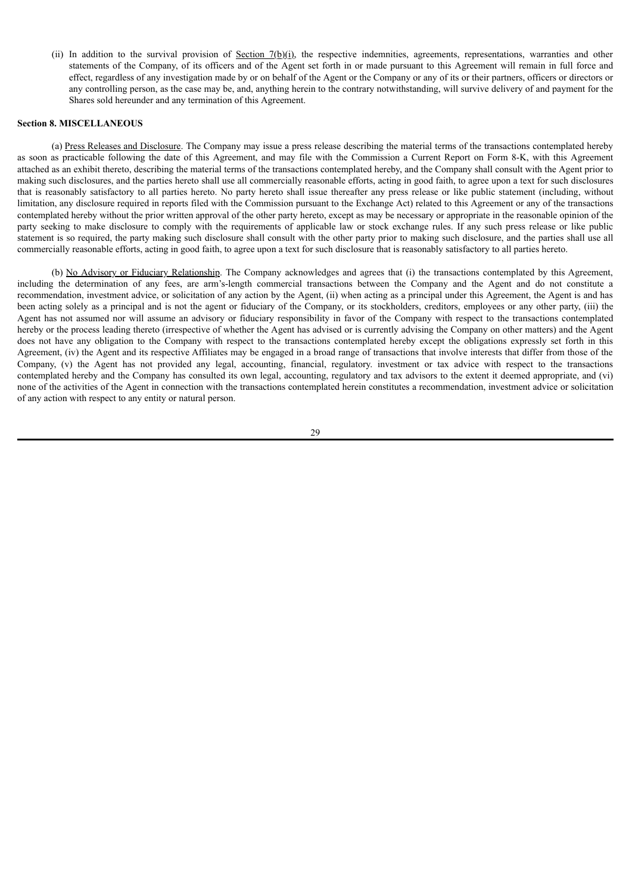(ii) In addition to the survival provision of Section 7(b)(i), the respective indemnities, agreements, representations, warranties and other statements of the Company, of its officers and of the Agent set forth in or made pursuant to this Agreement will remain in full force and effect, regardless of any investigation made by or on behalf of the Agent or the Company or any of its or their partners, officers or directors or any controlling person, as the case may be, and, anything herein to the contrary notwithstanding, will survive delivery of and payment for the Shares sold hereunder and any termination of this Agreement.

**Section 8. MISCELLANEOUS**

(a) Press Releases and Disclosure. The Company may issue a press release describing the material terms of the transactions contemplated hereby as soon as practicable following the date of this Agreement, and may file with the Commission a Current Report on Form 8-K, with this Agreement attached as an exhibit thereto, describing the material terms of the transactions contemplated hereby, and the Company shall consult with the Agent prior to making such disclosures, and the parties hereto shall use all commercially reasonable efforts, acting in good faith, to agree upon a text for such disclosures that is reasonably satisfactory to all parties hereto. No party hereto shall issue thereafter any press release or like public statement (including, without limitation, any disclosure required in reports filed with the Commission pursuant to the Exchange Act) related to this Agreement or any of the transactions contemplated hereby without the prior written approval of the other party hereto, except as may be necessary or appropriate in the reasonable opinion of the party seeking to make disclosure to comply with the requirements of applicable law or stock exchange rules. If any such press release or like public statement is so required, the party making such disclosure shall consult with the other party prior to making such disclosure, and the parties shall use all commercially reasonable efforts, acting in good faith, to agree upon a text for such disclosure that is reasonably satisfactory to all parties hereto.

(b) No Advisory or Fiduciary Relationship. The Company acknowledges and agrees that (i) the transactions contemplated by this Agreement, including the determination of any fees, are arm's-length commercial transactions between the Company and the Agent and do not constitute a recommendation, investment advice, or solicitation of any action by the Agent, (ii) when acting as a principal under this Agreement, the Agent is and has been acting solely as a principal and is not the agent or fiduciary of the Company, or its stockholders, creditors, employees or any other party, (iii) the Agent has not assumed nor will assume an advisory or fiduciary responsibility in favor of the Company with respect to the transactions contemplated hereby or the process leading thereto (irrespective of whether the Agent has advised or is currently advising the Company on other matters) and the Agent does not have any obligation to the Company with respect to the transactions contemplated hereby except the obligations expressly set forth in this Agreement, (iv) the Agent and its respective Affiliates may be engaged in a broad range of transactions that involve interests that differ from those of the Company, (v) the Agent has not provided any legal, accounting, financial, regulatory. investment or tax advice with respect to the transactions contemplated hereby and the Company has consulted its own legal, accounting, regulatory and tax advisors to the extent it deemed appropriate, and (vi) none of the activities of the Agent in connection with the transactions contemplated herein constitutes a recommendation, investment advice or solicitation of any action with respect to any entity or natural person.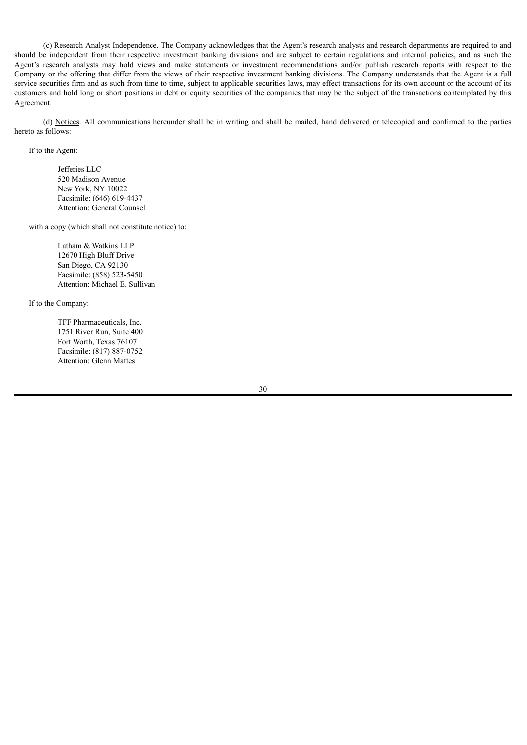(c) Research Analyst Independence. The Company acknowledges that the Agent's research analysts and research departments are required to and should be independent from their respective investment banking divisions and are subject to certain regulations and internal policies, and as such the Agent's research analysts may hold views and make statements or investment recommendations and/or publish research reports with respect to the Company or the offering that differ from the views of their respective investment banking divisions. The Company understands that the Agent is a full service securities firm and as such from time to time, subject to applicable securities laws, may effect transactions for its own account or the account of its customers and hold long or short positions in debt or equity securities of the companies that may be the subject of the transactions contemplated by this Agreement.

(d) Notices. All communications hereunder shall be in writing and shall be mailed, hand delivered or telecopied and confirmed to the parties hereto as follows:

If to the Agent:

Jefferies LLC
520 Madison Avenue
New York, NY 10022
Facsimile: (646) 619-4437
Attention: General Counsel

with a copy (which shall not constitute notice) to:

Latham & Watkins LLP
12670 High Bluff Drive
San Diego, CA 92130
Facsimile: (858) 523-5450
Attention: Michael E. Sullivan

If to the Company:

TFF Pharmaceuticals, Inc.
1751 River Run, Suite 400
Fort Worth, Texas 76107
Facsimile: (817) 887-0752
Attention: Glenn Mattes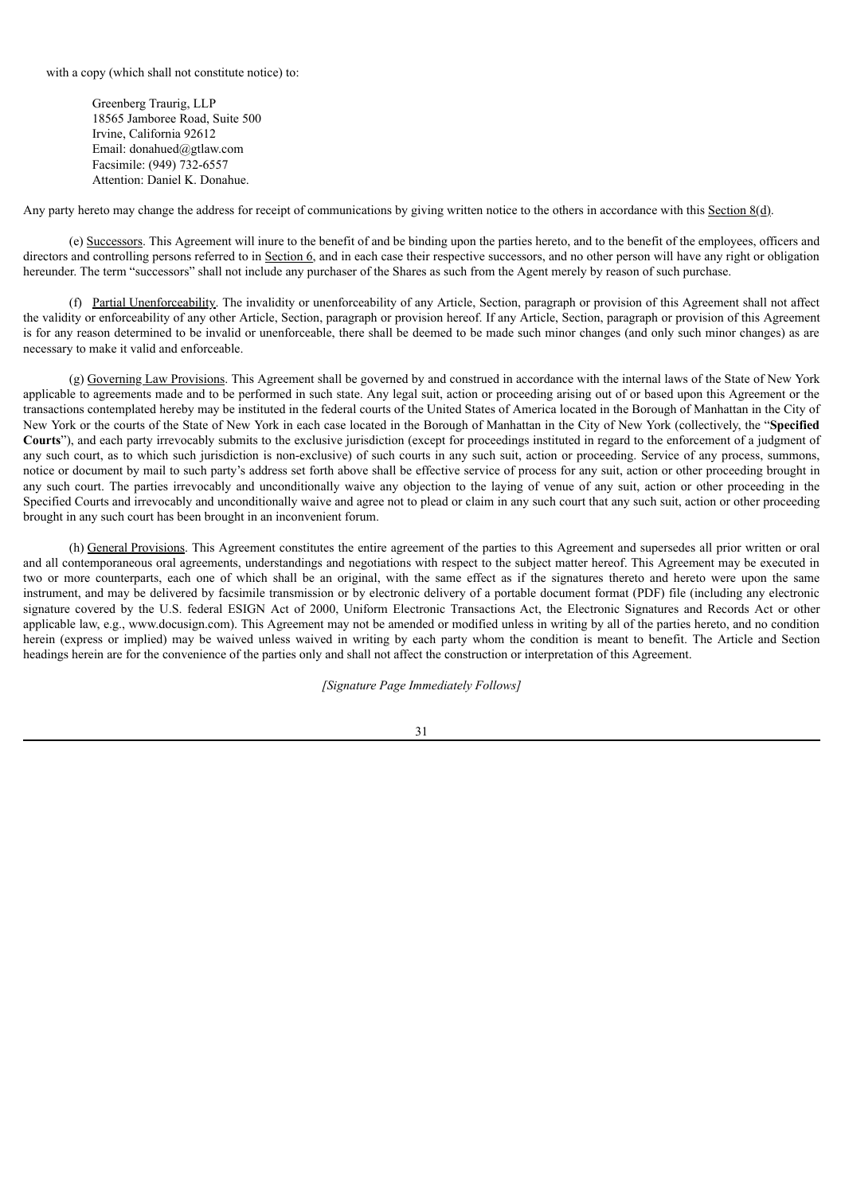with a copy (which shall not constitute notice) to:

Greenberg Traurig, LLP
18565 Jamboree Road, Suite 500
Irvine, California 92612
Email: donahued@gtlaw.com
Facsimile: (949) 732-6557
Attention: Daniel K. Donahue.

Any party hereto may change the address for receipt of communications by giving written notice to the others in accordance with this Section 8(d).

(e) Successors. This Agreement will inure to the benefit of and be binding upon the parties hereto, and to the benefit of the employees, officers and directors and controlling persons referred to in Section 6, and in each case their respective successors, and no other person will have any right or obligation hereunder. The term "successors" shall not include any purchaser of the Shares as such from the Agent merely by reason of such purchase.

(f) Partial Unenforceability. The invalidity or unenforceability of any Article, Section, paragraph or provision of this Agreement shall not affect the validity or enforceability of any other Article, Section, paragraph or provision hereof. If any Article, Section, paragraph or provision of this Agreement is for any reason determined to be invalid or unenforceable, there shall be deemed to be made such minor changes (and only such minor changes) as are necessary to make it valid and enforceable.

(g) Governing Law Provisions. This Agreement shall be governed by and construed in accordance with the internal laws of the State of New York applicable to agreements made and to be performed in such state. Any legal suit, action or proceeding arising out of or based upon this Agreement or the transactions contemplated hereby may be instituted in the federal courts of the United States of America located in the Borough of Manhattan in the City of New York or the courts of the State of New York in each case located in the Borough of Manhattan in the City of New York (collectively, the "**Specified Courts**"), and each party irrevocably submits to the exclusive jurisdiction (except for proceedings instituted in regard to the enforcement of a judgment of any such court, as to which such jurisdiction is non-exclusive) of such courts in any such suit, action or proceeding. Service of any process, summons, notice or document by mail to such party's address set forth above shall be effective service of process for any suit, action or other proceeding brought in any such court. The parties irrevocably and unconditionally waive any objection to the laying of venue of any suit, action or other proceeding in the Specified Courts and irrevocably and unconditionally waive and agree not to plead or claim in any such court that any such suit, action or other proceeding brought in any such court has been brought in an inconvenient forum.

(h) General Provisions. This Agreement constitutes the entire agreement of the parties to this Agreement and supersedes all prior written or oral and all contemporaneous oral agreements, understandings and negotiations with respect to the subject matter hereof. This Agreement may be executed in two or more counterparts, each one of which shall be an original, with the same effect as if the signatures thereto and hereto were upon the same instrument, and may be delivered by facsimile transmission or by electronic delivery of a portable document format (PDF) file (including any electronic signature covered by the U.S. federal ESIGN Act of 2000, Uniform Electronic Transactions Act, the Electronic Signatures and Records Act or other applicable law, e.g., www.docusign.com). This Agreement may not be amended or modified unless in writing by all of the parties hereto, and no condition herein (express or implied) may be waived unless waived in writing by each party whom the condition is meant to benefit. The Article and Section headings herein are for the convenience of the parties only and shall not affect the construction or interpretation of this Agreement.

*[Signature Page Immediately Follows]*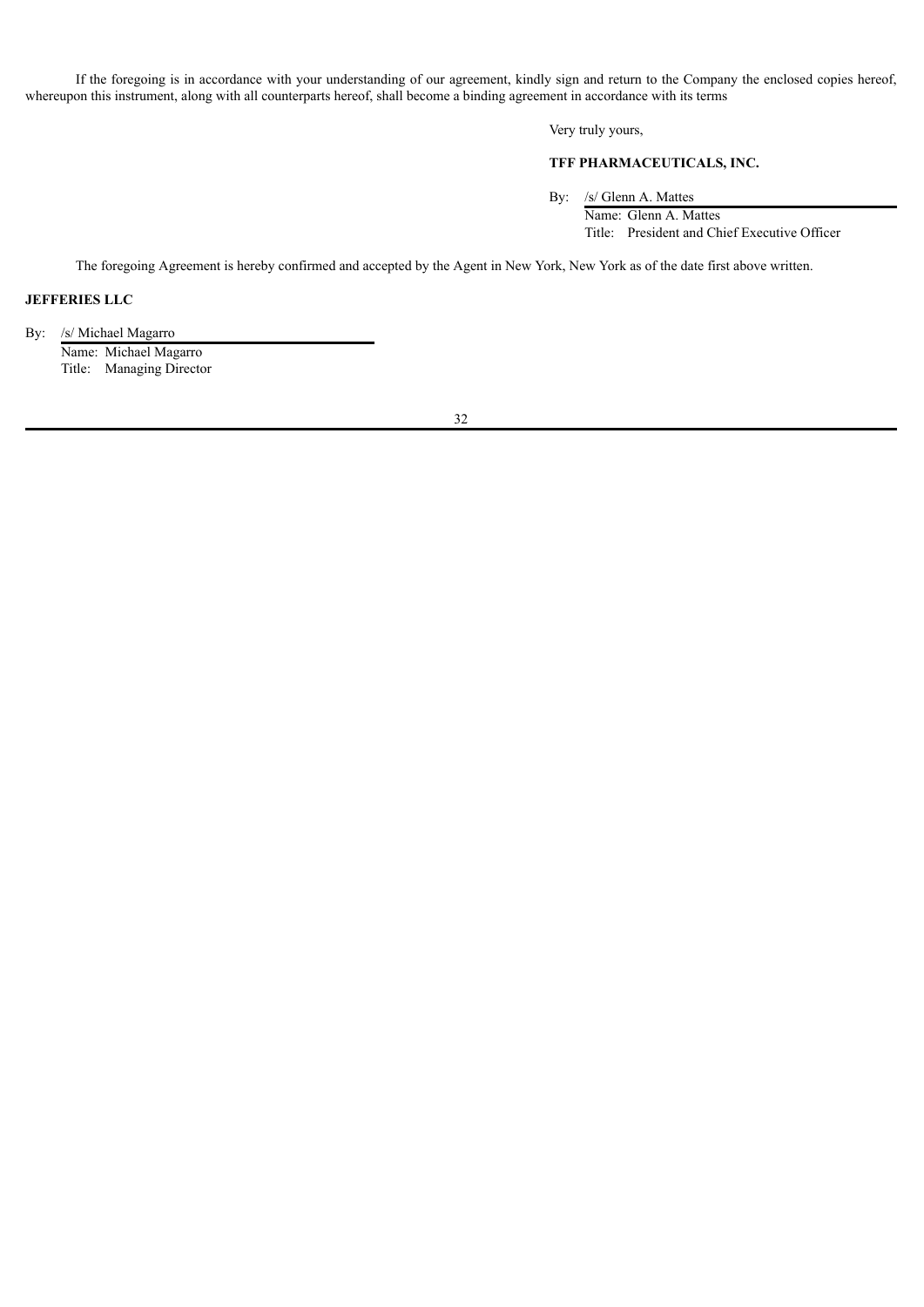If the foregoing is in accordance with your understanding of our agreement, kindly sign and return to the Company the enclosed copies hereof, whereupon this instrument, along with all counterparts hereof, shall become a binding agreement in accordance with its terms

Very truly yours,

**TFF PHARMACEUTICALS, INC.**

By: /s/ Glenn A. Mattes
Name: Glenn A. Mattes
Title: President and Chief Executive Officer

The foregoing Agreement is hereby confirmed and accepted by the Agent in New York, New York as of the date first above written.

**JEFFERIES LLC**

By: /s/ Michael Magarro
Name: Michael Magarro
Title: Managing Director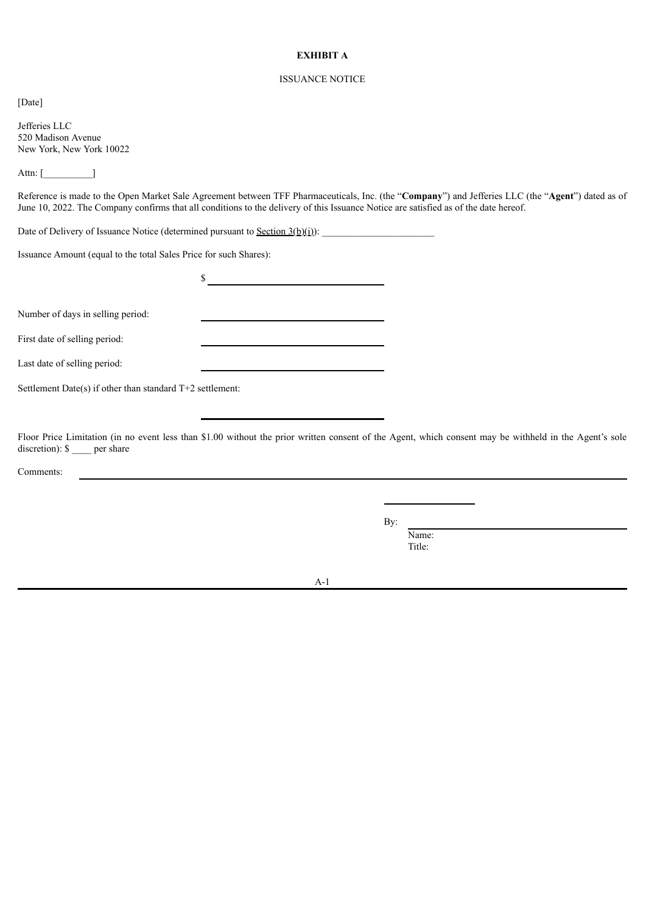**EXHIBIT A**

ISSUANCE NOTICE

[Date]

Jefferies LLC
520 Madison Avenue
New York, New York 10022

Attn: [__________]

Reference is made to the Open Market Sale Agreement between TFF Pharmaceuticals, Inc. (the "**Company**") and Jefferies LLC (the "**Agent**") dated as of June 10, 2022. The Company confirms that all conditions to the delivery of this Issuance Notice are satisfied as of the date hereof.

Date of Delivery of Issuance Notice (determined pursuant to Section 3(b)(i)): _______________________

Issuance Amount (equal to the total Sales Price for such Shares):

$ ______________________________

Number of days in selling period: ______________________________

First date of selling period: ______________________________

Last date of selling period: ______________________________

Settlement Date(s) if other than standard T+2 settlement:

______________________________

Floor Price Limitation (in no event less than $1.00 without the prior written consent of the Agent, which consent may be withheld in the Agent's sole discretion): $ ____ per share

Comments: ______________________________________________________________________

______________

By: ______________________________
Name:
Title: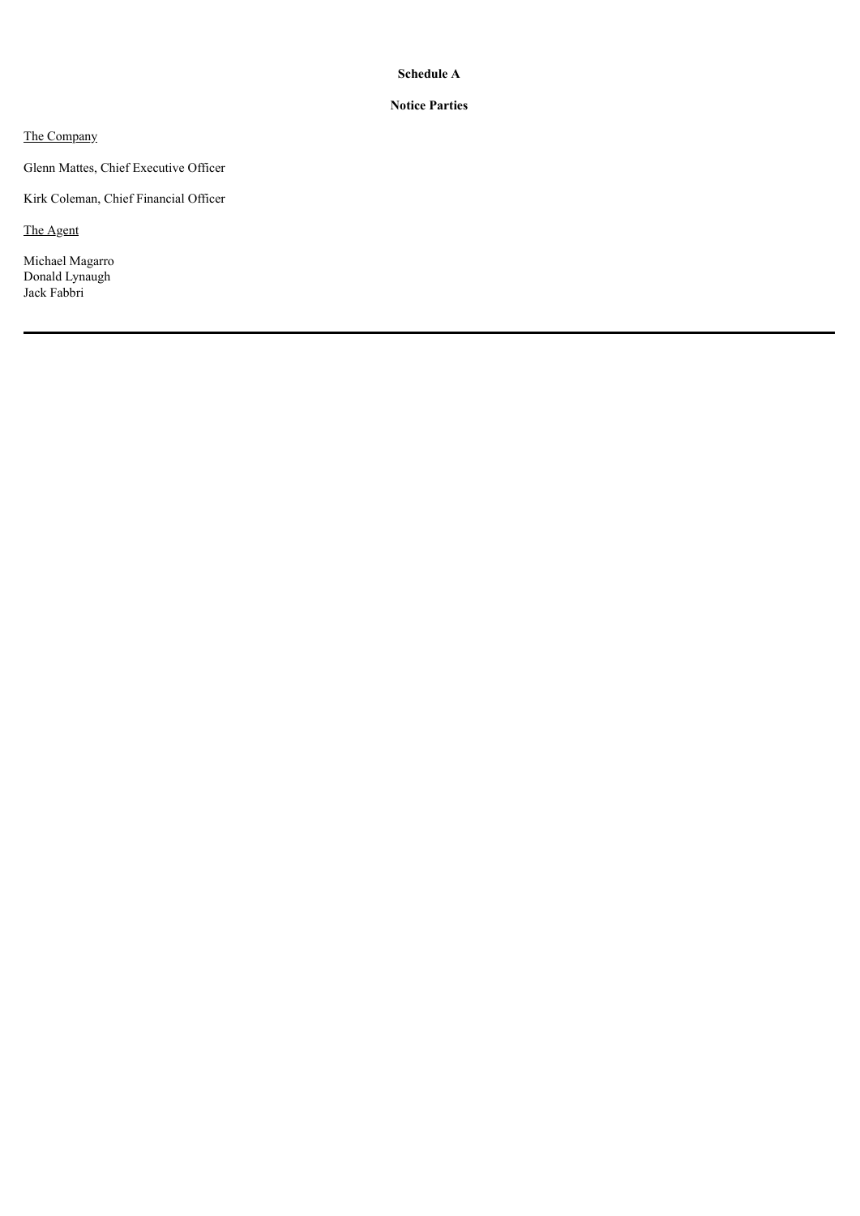**Schedule A**

**Notice Parties**

The Company

Glenn Mattes, Chief Executive Officer

Kirk Coleman, Chief Financial Officer

The Agent

Michael Magarro
Donald Lynaugh
Jack Fabbri

---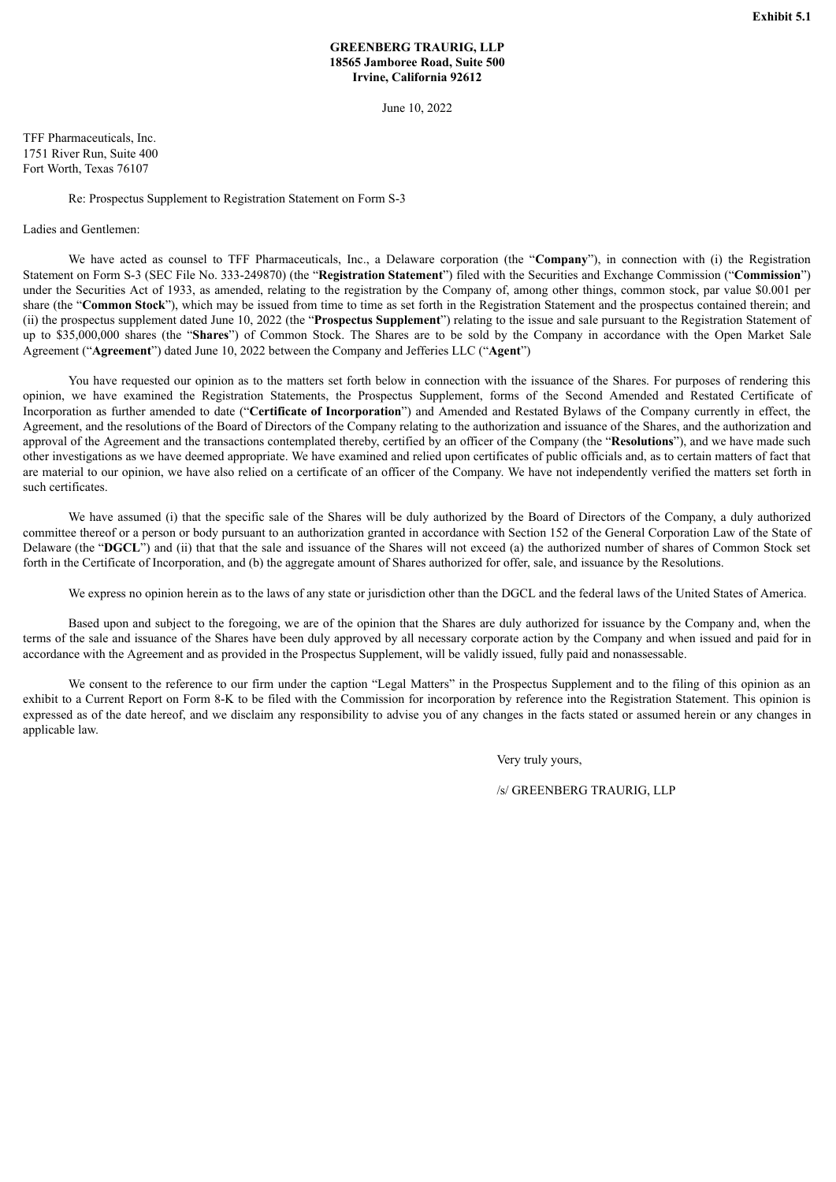**Exhibit 5.1**

**GREENBERG TRAURIG, LLP**
**18565 Jamboree Road, Suite 500**
**Irvine, California 92612**

June 10, 2022

TFF Pharmaceuticals, Inc.
1751 River Run, Suite 400
Fort Worth, Texas 76107

Re: Prospectus Supplement to Registration Statement on Form S-3

Ladies and Gentlemen:

We have acted as counsel to TFF Pharmaceuticals, Inc., a Delaware corporation (the "**Company**"), in connection with (i) the Registration Statement on Form S-3 (SEC File No. 333-249870) (the "**Registration Statement**") filed with the Securities and Exchange Commission ("**Commission**") under the Securities Act of 1933, as amended, relating to the registration by the Company of, among other things, common stock, par value $0.001 per share (the "**Common Stock**"), which may be issued from time to time as set forth in the Registration Statement and the prospectus contained therein; and (ii) the prospectus supplement dated June 10, 2022 (the "**Prospectus Supplement**") relating to the issue and sale pursuant to the Registration Statement of up to $35,000,000 shares (the "**Shares**") of Common Stock. The Shares are to be sold by the Company in accordance with the Open Market Sale Agreement ("**Agreement**") dated June 10, 2022 between the Company and Jefferies LLC ("**Agent**")

You have requested our opinion as to the matters set forth below in connection with the issuance of the Shares. For purposes of rendering this opinion, we have examined the Registration Statements, the Prospectus Supplement, forms of the Second Amended and Restated Certificate of Incorporation as further amended to date ("**Certificate of Incorporation**") and Amended and Restated Bylaws of the Company currently in effect, the Agreement, and the resolutions of the Board of Directors of the Company relating to the authorization and issuance of the Shares, and the authorization and approval of the Agreement and the transactions contemplated thereby, certified by an officer of the Company (the "**Resolutions**"), and we have made such other investigations as we have deemed appropriate. We have examined and relied upon certificates of public officials and, as to certain matters of fact that are material to our opinion, we have also relied on a certificate of an officer of the Company. We have not independently verified the matters set forth in such certificates.

We have assumed (i) that the specific sale of the Shares will be duly authorized by the Board of Directors of the Company, a duly authorized committee thereof or a person or body pursuant to an authorization granted in accordance with Section 152 of the General Corporation Law of the State of Delaware (the "**DGCL**") and (ii) that that the sale and issuance of the Shares will not exceed (a) the authorized number of shares of Common Stock set forth in the Certificate of Incorporation, and (b) the aggregate amount of Shares authorized for offer, sale, and issuance by the Resolutions.

We express no opinion herein as to the laws of any state or jurisdiction other than the DGCL and the federal laws of the United States of America.

Based upon and subject to the foregoing, we are of the opinion that the Shares are duly authorized for issuance by the Company and, when the terms of the sale and issuance of the Shares have been duly approved by all necessary corporate action by the Company and when issued and paid for in accordance with the Agreement and as provided in the Prospectus Supplement, will be validly issued, fully paid and nonassessable.

We consent to the reference to our firm under the caption "Legal Matters" in the Prospectus Supplement and to the filing of this opinion as an exhibit to a Current Report on Form 8-K to be filed with the Commission for incorporation by reference into the Registration Statement. This opinion is expressed as of the date hereof, and we disclaim any responsibility to advise you of any changes in the facts stated or assumed herein or any changes in applicable law.

Very truly yours,

/s/ GREENBERG TRAURIG, LLP